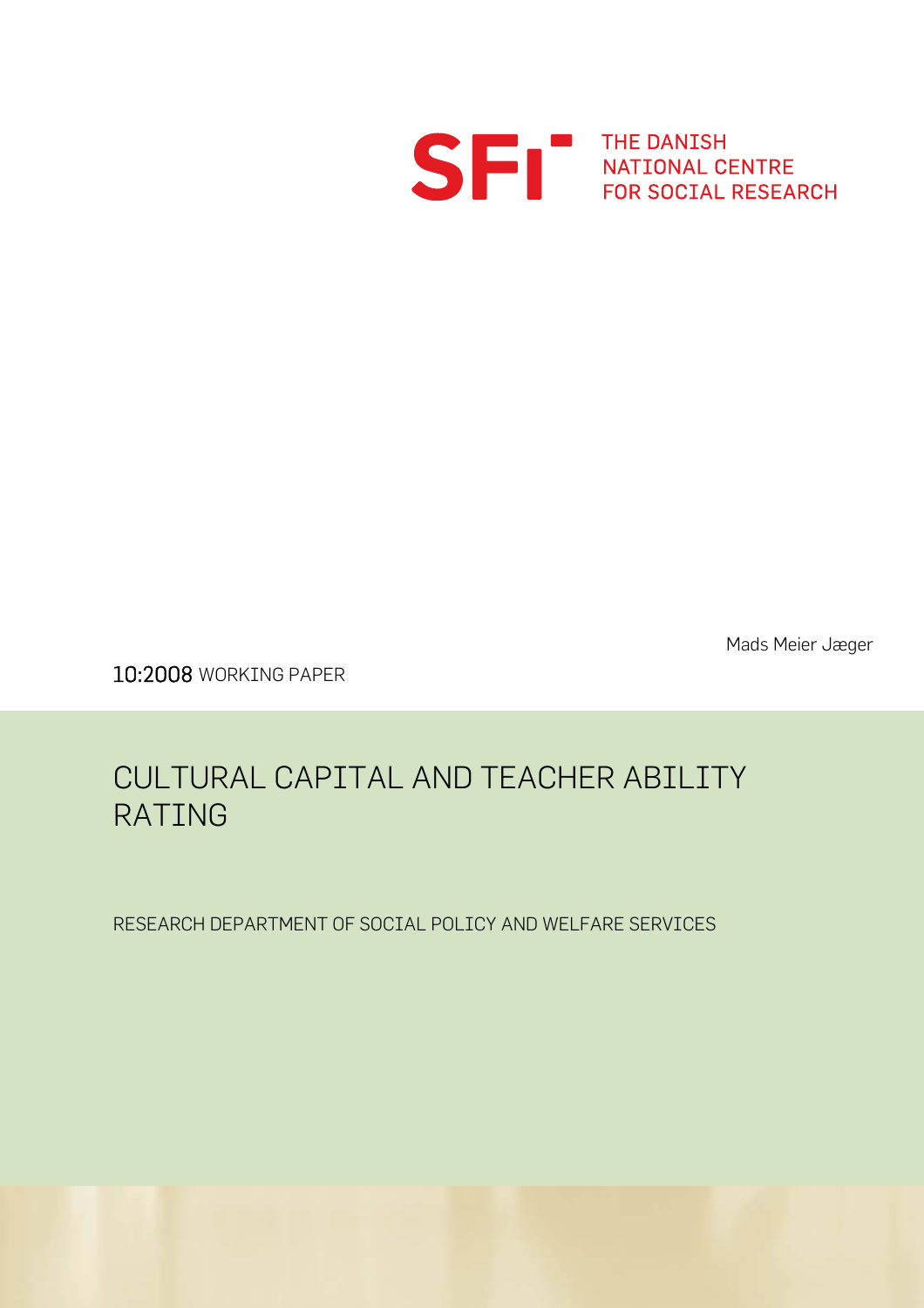SFI THE DANISH NATIONAL CENTRE FOR SOCIAL RESEARCH

Mads Meier Jæger

10:2008 WORKING PAPER

# CULTURAL CAPITAL AND TEACHER ABILITY RATING

RESEARCH DEPARTMENT OF SOCIAL POLICY AND WELFARE SERVICES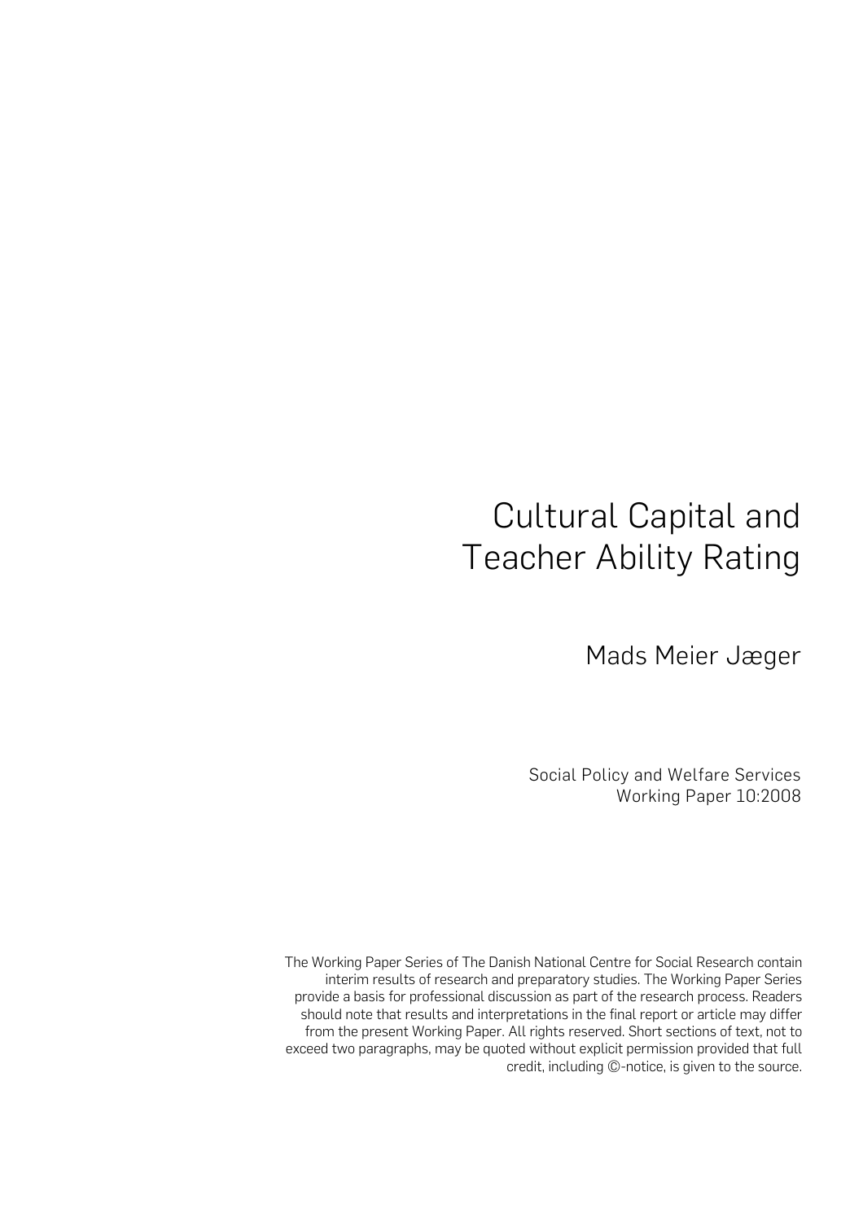# Cultural Capital and Teacher Ability Rating

Mads Meier Jæger

Social Policy and Welfare Services
Working Paper 10:2008

The Working Paper Series of The Danish National Centre for Social Research contain interim results of research and preparatory studies. The Working Paper Series provide a basis for professional discussion as part of the research process. Readers should note that results and interpretations in the final report or article may differ from the present Working Paper. All rights reserved. Short sections of text, not to exceed two paragraphs, may be quoted without explicit permission provided that full credit, including ©-notice, is given to the source.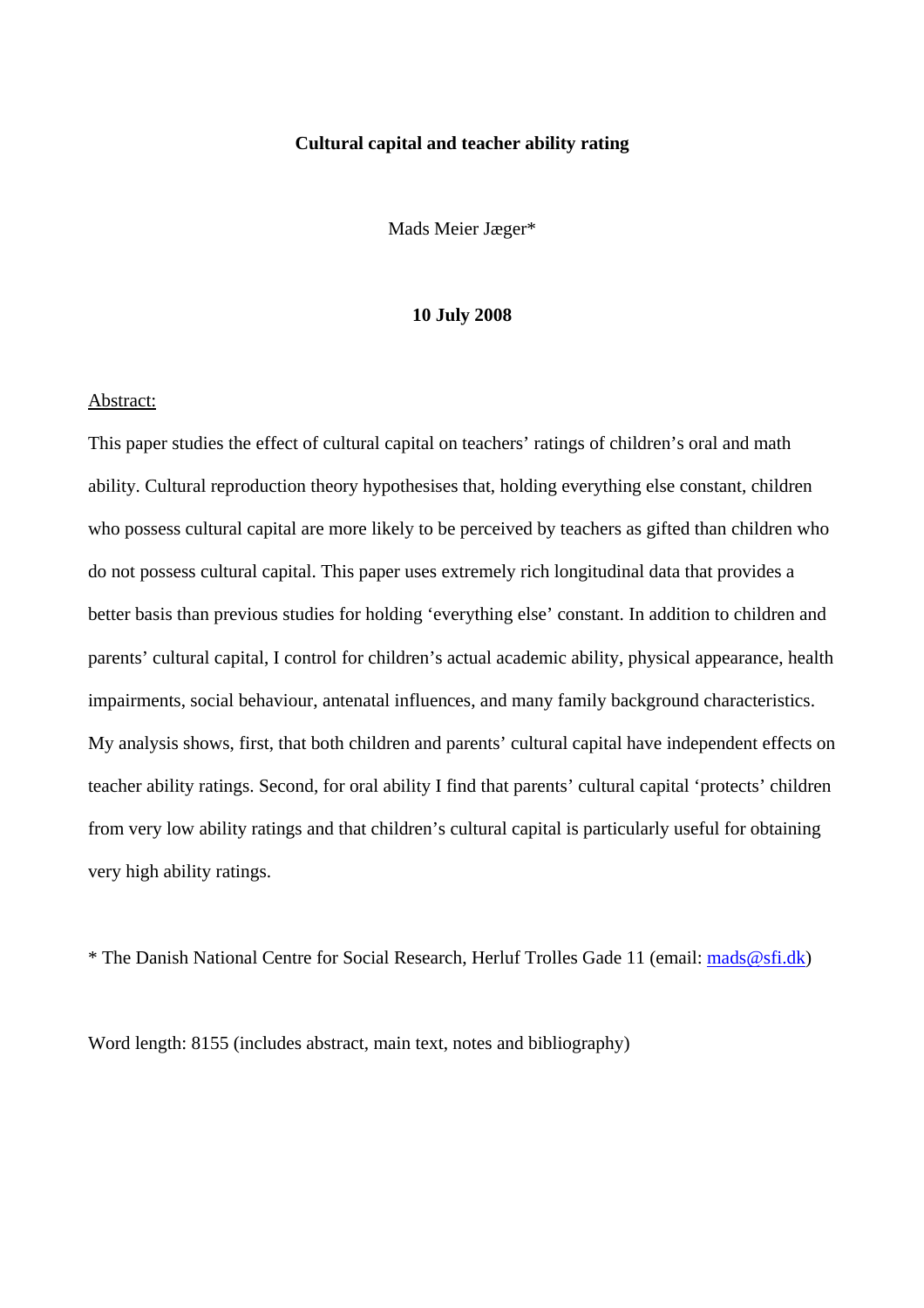**Cultural capital and teacher ability rating**

Mads Meier Jæger*

**10 July 2008**

Abstract:

This paper studies the effect of cultural capital on teachers' ratings of children's oral and math ability. Cultural reproduction theory hypothesises that, holding everything else constant, children who possess cultural capital are more likely to be perceived by teachers as gifted than children who do not possess cultural capital. This paper uses extremely rich longitudinal data that provides a better basis than previous studies for holding 'everything else' constant. In addition to children and parents' cultural capital, I control for children's actual academic ability, physical appearance, health impairments, social behaviour, antenatal influences, and many family background characteristics. My analysis shows, first, that both children and parents' cultural capital have independent effects on teacher ability ratings. Second, for oral ability I find that parents' cultural capital 'protects' children from very low ability ratings and that children's cultural capital is particularly useful for obtaining very high ability ratings.

* The Danish National Centre for Social Research, Herluf Trolles Gade 11 (email: mads@sfi.dk)

Word length: 8155 (includes abstract, main text, notes and bibliography)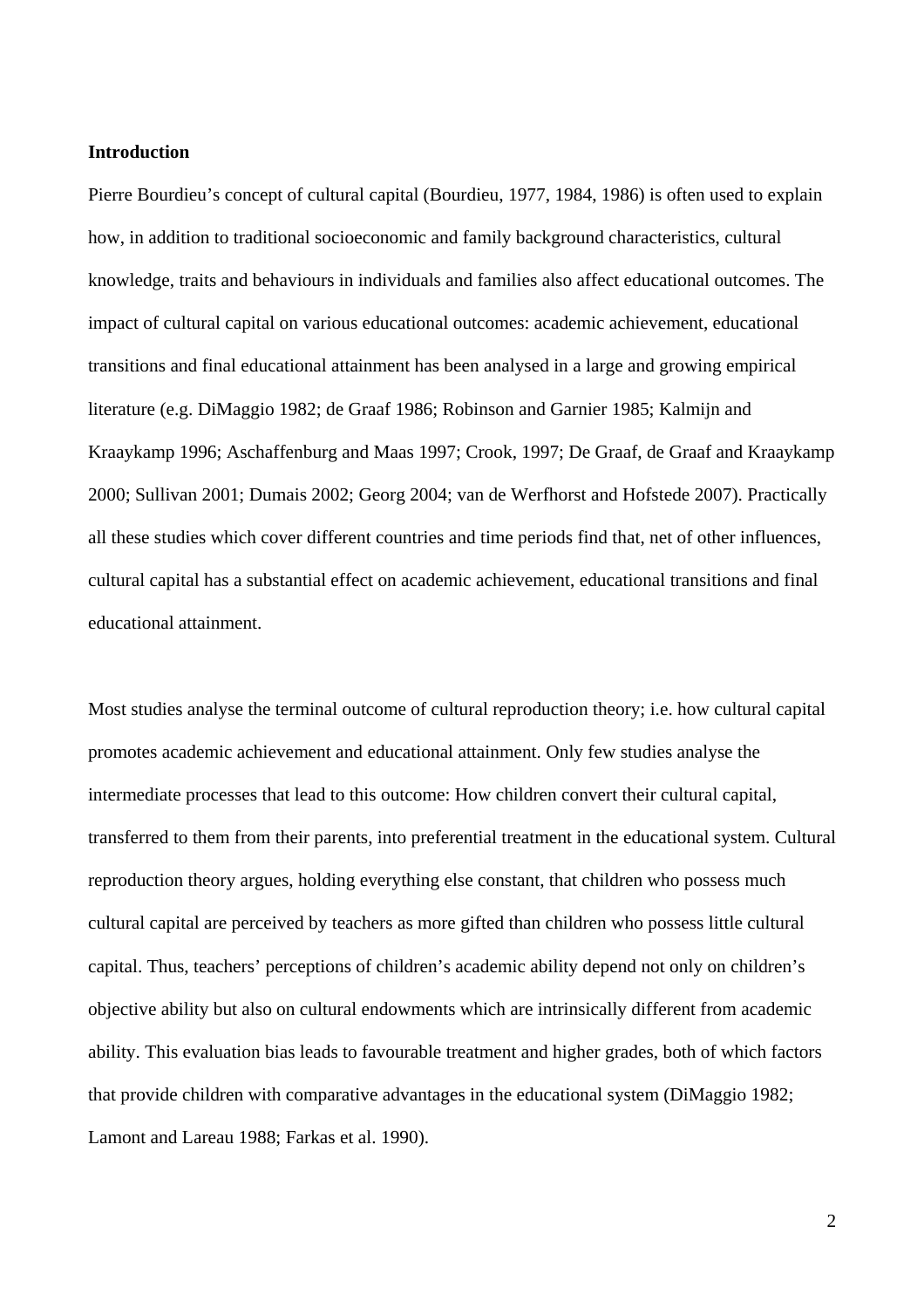**Introduction**

Pierre Bourdieu's concept of cultural capital (Bourdieu, 1977, 1984, 1986) is often used to explain how, in addition to traditional socioeconomic and family background characteristics, cultural knowledge, traits and behaviours in individuals and families also affect educational outcomes. The impact of cultural capital on various educational outcomes: academic achievement, educational transitions and final educational attainment has been analysed in a large and growing empirical literature (e.g. DiMaggio 1982; de Graaf 1986; Robinson and Garnier 1985; Kalmijn and Kraaykamp 1996; Aschaffenburg and Maas 1997; Crook, 1997; De Graaf, de Graaf and Kraaykamp 2000; Sullivan 2001; Dumais 2002; Georg 2004; van de Werfhorst and Hofstede 2007). Practically all these studies which cover different countries and time periods find that, net of other influences, cultural capital has a substantial effect on academic achievement, educational transitions and final educational attainment.

Most studies analyse the terminal outcome of cultural reproduction theory; i.e. how cultural capital promotes academic achievement and educational attainment. Only few studies analyse the intermediate processes that lead to this outcome: How children convert their cultural capital, transferred to them from their parents, into preferential treatment in the educational system. Cultural reproduction theory argues, holding everything else constant, that children who possess much cultural capital are perceived by teachers as more gifted than children who possess little cultural capital. Thus, teachers' perceptions of children's academic ability depend not only on children's objective ability but also on cultural endowments which are intrinsically different from academic ability. This evaluation bias leads to favourable treatment and higher grades, both of which factors that provide children with comparative advantages in the educational system (DiMaggio 1982; Lamont and Lareau 1988; Farkas et al. 1990).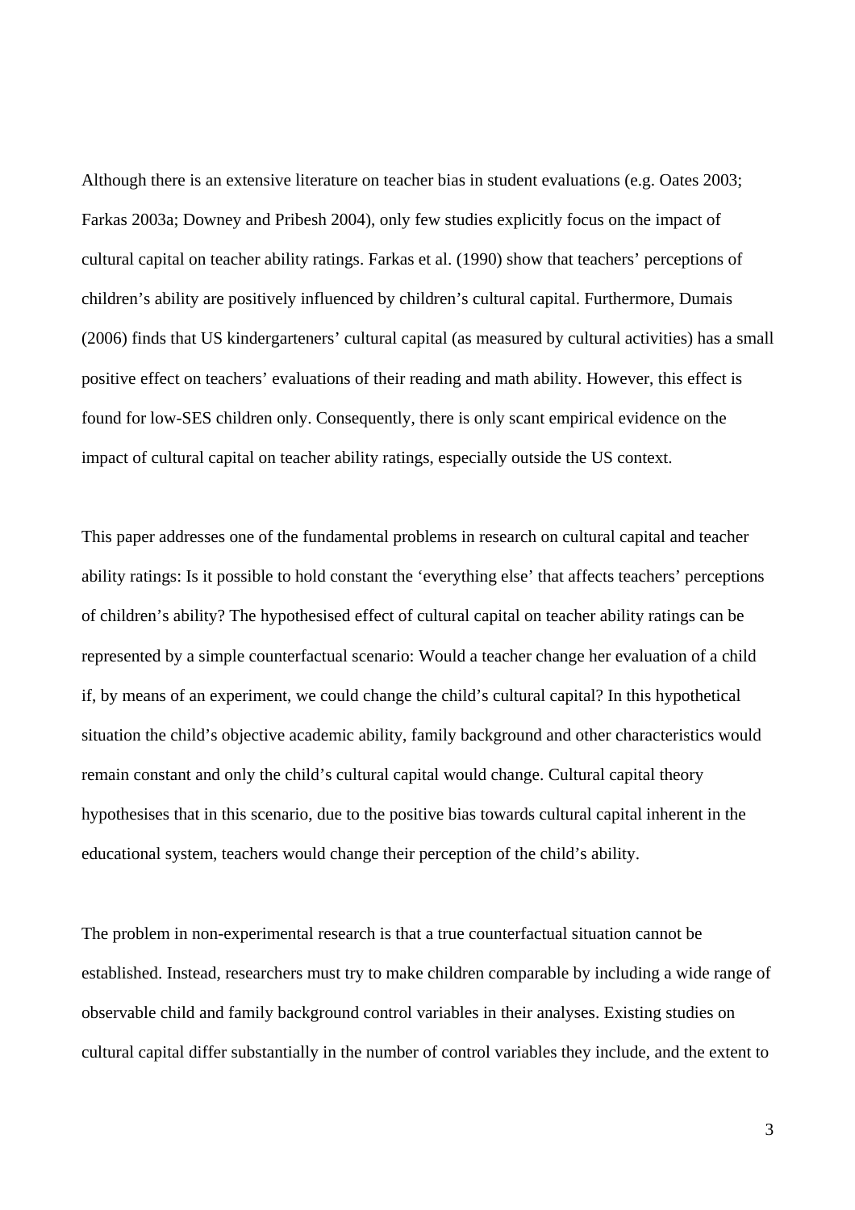Although there is an extensive literature on teacher bias in student evaluations (e.g. Oates 2003; Farkas 2003a; Downey and Pribesh 2004), only few studies explicitly focus on the impact of cultural capital on teacher ability ratings. Farkas et al. (1990) show that teachers' perceptions of children's ability are positively influenced by children's cultural capital. Furthermore, Dumais (2006) finds that US kindergarteners' cultural capital (as measured by cultural activities) has a small positive effect on teachers' evaluations of their reading and math ability. However, this effect is found for low-SES children only. Consequently, there is only scant empirical evidence on the impact of cultural capital on teacher ability ratings, especially outside the US context.

This paper addresses one of the fundamental problems in research on cultural capital and teacher ability ratings: Is it possible to hold constant the 'everything else' that affects teachers' perceptions of children's ability? The hypothesised effect of cultural capital on teacher ability ratings can be represented by a simple counterfactual scenario: Would a teacher change her evaluation of a child if, by means of an experiment, we could change the child's cultural capital? In this hypothetical situation the child's objective academic ability, family background and other characteristics would remain constant and only the child's cultural capital would change. Cultural capital theory hypothesises that in this scenario, due to the positive bias towards cultural capital inherent in the educational system, teachers would change their perception of the child's ability.

The problem in non-experimental research is that a true counterfactual situation cannot be established. Instead, researchers must try to make children comparable by including a wide range of observable child and family background control variables in their analyses. Existing studies on cultural capital differ substantially in the number of control variables they include, and the extent to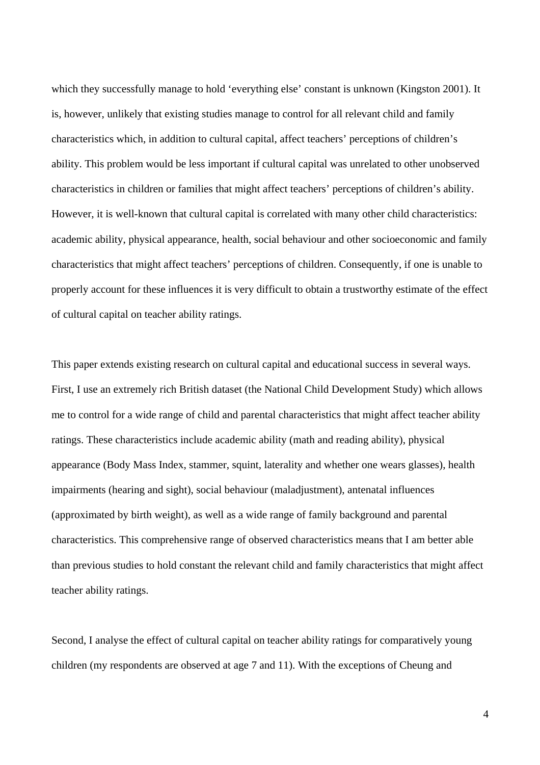which they successfully manage to hold 'everything else' constant is unknown (Kingston 2001). It is, however, unlikely that existing studies manage to control for all relevant child and family characteristics which, in addition to cultural capital, affect teachers' perceptions of children's ability. This problem would be less important if cultural capital was unrelated to other unobserved characteristics in children or families that might affect teachers' perceptions of children's ability. However, it is well-known that cultural capital is correlated with many other child characteristics: academic ability, physical appearance, health, social behaviour and other socioeconomic and family characteristics that might affect teachers' perceptions of children. Consequently, if one is unable to properly account for these influences it is very difficult to obtain a trustworthy estimate of the effect of cultural capital on teacher ability ratings.

This paper extends existing research on cultural capital and educational success in several ways. First, I use an extremely rich British dataset (the National Child Development Study) which allows me to control for a wide range of child and parental characteristics that might affect teacher ability ratings. These characteristics include academic ability (math and reading ability), physical appearance (Body Mass Index, stammer, squint, laterality and whether one wears glasses), health impairments (hearing and sight), social behaviour (maladjustment), antenatal influences (approximated by birth weight), as well as a wide range of family background and parental characteristics. This comprehensive range of observed characteristics means that I am better able than previous studies to hold constant the relevant child and family characteristics that might affect teacher ability ratings.

Second, I analyse the effect of cultural capital on teacher ability ratings for comparatively young children (my respondents are observed at age 7 and 11). With the exceptions of Cheung and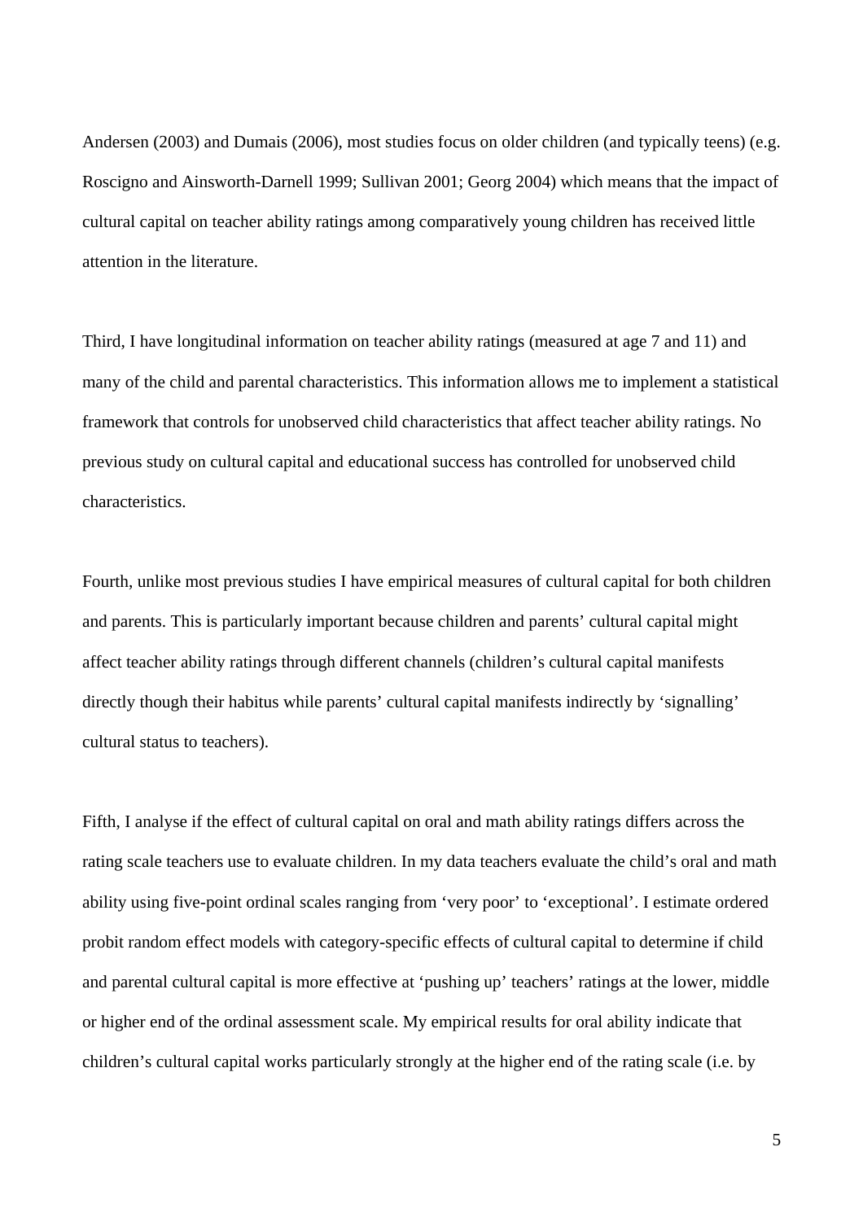Andersen (2003) and Dumais (2006), most studies focus on older children (and typically teens) (e.g. Roscigno and Ainsworth-Darnell 1999; Sullivan 2001; Georg 2004) which means that the impact of cultural capital on teacher ability ratings among comparatively young children has received little attention in the literature.

Third, I have longitudinal information on teacher ability ratings (measured at age 7 and 11) and many of the child and parental characteristics. This information allows me to implement a statistical framework that controls for unobserved child characteristics that affect teacher ability ratings. No previous study on cultural capital and educational success has controlled for unobserved child characteristics.

Fourth, unlike most previous studies I have empirical measures of cultural capital for both children and parents. This is particularly important because children and parents' cultural capital might affect teacher ability ratings through different channels (children's cultural capital manifests directly though their habitus while parents' cultural capital manifests indirectly by 'signalling' cultural status to teachers).

Fifth, I analyse if the effect of cultural capital on oral and math ability ratings differs across the rating scale teachers use to evaluate children. In my data teachers evaluate the child's oral and math ability using five-point ordinal scales ranging from 'very poor' to 'exceptional'. I estimate ordered probit random effect models with category-specific effects of cultural capital to determine if child and parental cultural capital is more effective at 'pushing up' teachers' ratings at the lower, middle or higher end of the ordinal assessment scale. My empirical results for oral ability indicate that children's cultural capital works particularly strongly at the higher end of the rating scale (i.e. by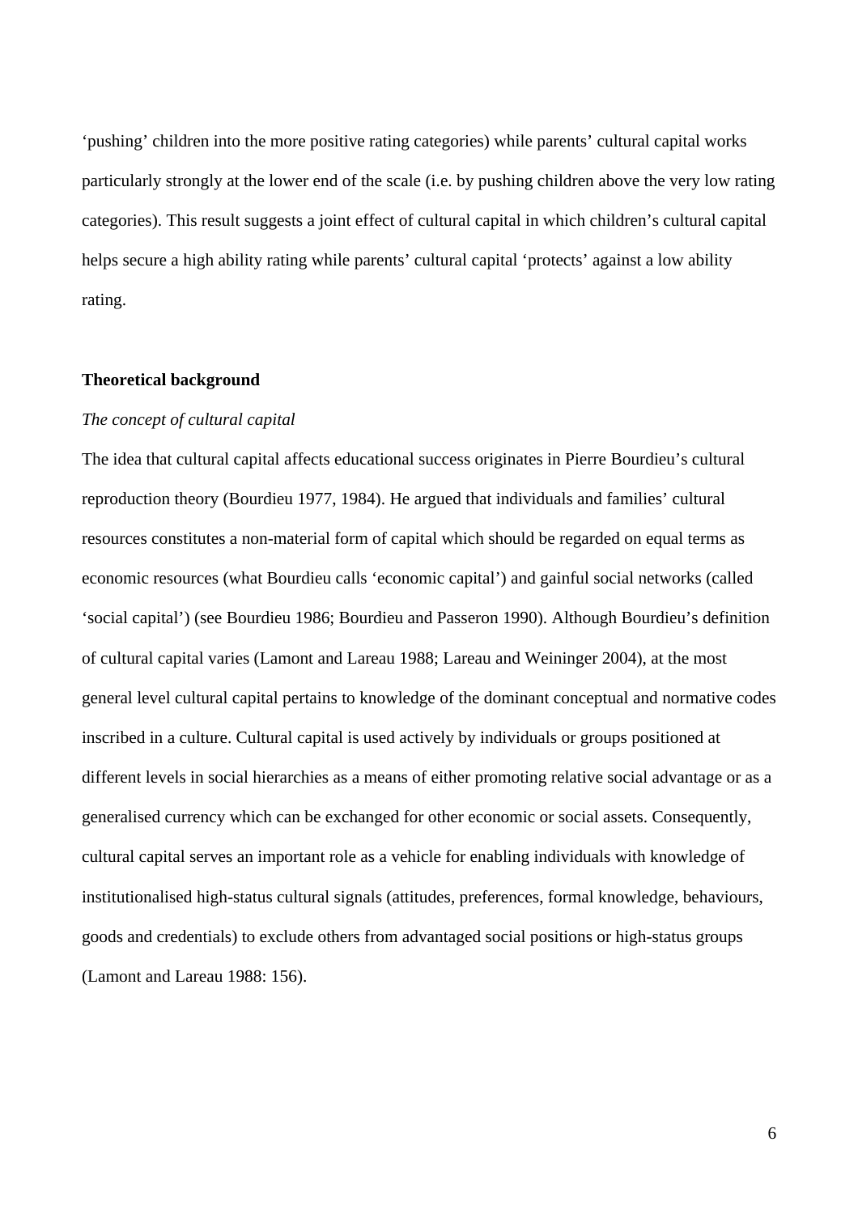'pushing' children into the more positive rating categories) while parents' cultural capital works particularly strongly at the lower end of the scale (i.e. by pushing children above the very low rating categories). This result suggests a joint effect of cultural capital in which children's cultural capital helps secure a high ability rating while parents' cultural capital 'protects' against a low ability rating.

## Theoretical background

### *The concept of cultural capital*

The idea that cultural capital affects educational success originates in Pierre Bourdieu's cultural reproduction theory (Bourdieu 1977, 1984). He argued that individuals and families' cultural resources constitutes a non-material form of capital which should be regarded on equal terms as economic resources (what Bourdieu calls 'economic capital') and gainful social networks (called 'social capital') (see Bourdieu 1986; Bourdieu and Passeron 1990). Although Bourdieu's definition of cultural capital varies (Lamont and Lareau 1988; Lareau and Weininger 2004), at the most general level cultural capital pertains to knowledge of the dominant conceptual and normative codes inscribed in a culture. Cultural capital is used actively by individuals or groups positioned at different levels in social hierarchies as a means of either promoting relative social advantage or as a generalised currency which can be exchanged for other economic or social assets. Consequently, cultural capital serves an important role as a vehicle for enabling individuals with knowledge of institutionalised high-status cultural signals (attitudes, preferences, formal knowledge, behaviours, goods and credentials) to exclude others from advantaged social positions or high-status groups (Lamont and Lareau 1988: 156).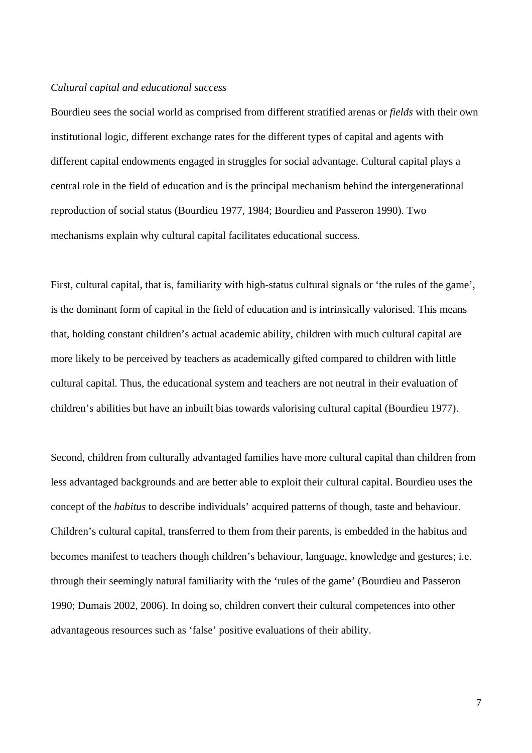*Cultural capital and educational success*

Bourdieu sees the social world as comprised from different stratified arenas or *fields* with their own institutional logic, different exchange rates for the different types of capital and agents with different capital endowments engaged in struggles for social advantage. Cultural capital plays a central role in the field of education and is the principal mechanism behind the intergenerational reproduction of social status (Bourdieu 1977, 1984; Bourdieu and Passeron 1990). Two mechanisms explain why cultural capital facilitates educational success.

First, cultural capital, that is, familiarity with high-status cultural signals or 'the rules of the game', is the dominant form of capital in the field of education and is intrinsically valorised. This means that, holding constant children's actual academic ability, children with much cultural capital are more likely to be perceived by teachers as academically gifted compared to children with little cultural capital. Thus, the educational system and teachers are not neutral in their evaluation of children's abilities but have an inbuilt bias towards valorising cultural capital (Bourdieu 1977).

Second, children from culturally advantaged families have more cultural capital than children from less advantaged backgrounds and are better able to exploit their cultural capital. Bourdieu uses the concept of the *habitus* to describe individuals' acquired patterns of though, taste and behaviour. Children's cultural capital, transferred to them from their parents, is embedded in the habitus and becomes manifest to teachers though children's behaviour, language, knowledge and gestures; i.e. through their seemingly natural familiarity with the 'rules of the game' (Bourdieu and Passeron 1990; Dumais 2002, 2006). In doing so, children convert their cultural competences into other advantageous resources such as 'false' positive evaluations of their ability.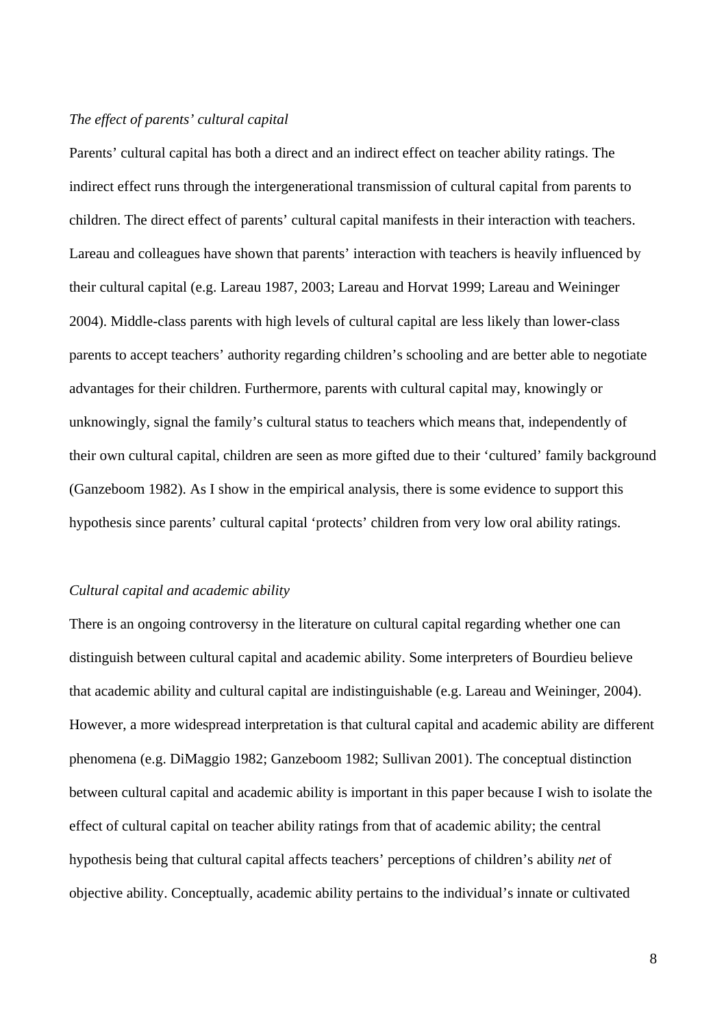*The effect of parents' cultural capital*

Parents' cultural capital has both a direct and an indirect effect on teacher ability ratings. The indirect effect runs through the intergenerational transmission of cultural capital from parents to children. The direct effect of parents' cultural capital manifests in their interaction with teachers. Lareau and colleagues have shown that parents' interaction with teachers is heavily influenced by their cultural capital (e.g. Lareau 1987, 2003; Lareau and Horvat 1999; Lareau and Weininger 2004). Middle-class parents with high levels of cultural capital are less likely than lower-class parents to accept teachers' authority regarding children's schooling and are better able to negotiate advantages for their children. Furthermore, parents with cultural capital may, knowingly or unknowingly, signal the family's cultural status to teachers which means that, independently of their own cultural capital, children are seen as more gifted due to their 'cultured' family background (Ganzeboom 1982). As I show in the empirical analysis, there is some evidence to support this hypothesis since parents' cultural capital 'protects' children from very low oral ability ratings.

*Cultural capital and academic ability*

There is an ongoing controversy in the literature on cultural capital regarding whether one can distinguish between cultural capital and academic ability. Some interpreters of Bourdieu believe that academic ability and cultural capital are indistinguishable (e.g. Lareau and Weininger, 2004). However, a more widespread interpretation is that cultural capital and academic ability are different phenomena (e.g. DiMaggio 1982; Ganzeboom 1982; Sullivan 2001). The conceptual distinction between cultural capital and academic ability is important in this paper because I wish to isolate the effect of cultural capital on teacher ability ratings from that of academic ability; the central hypothesis being that cultural capital affects teachers' perceptions of children's ability *net* of objective ability. Conceptually, academic ability pertains to the individual's innate or cultivated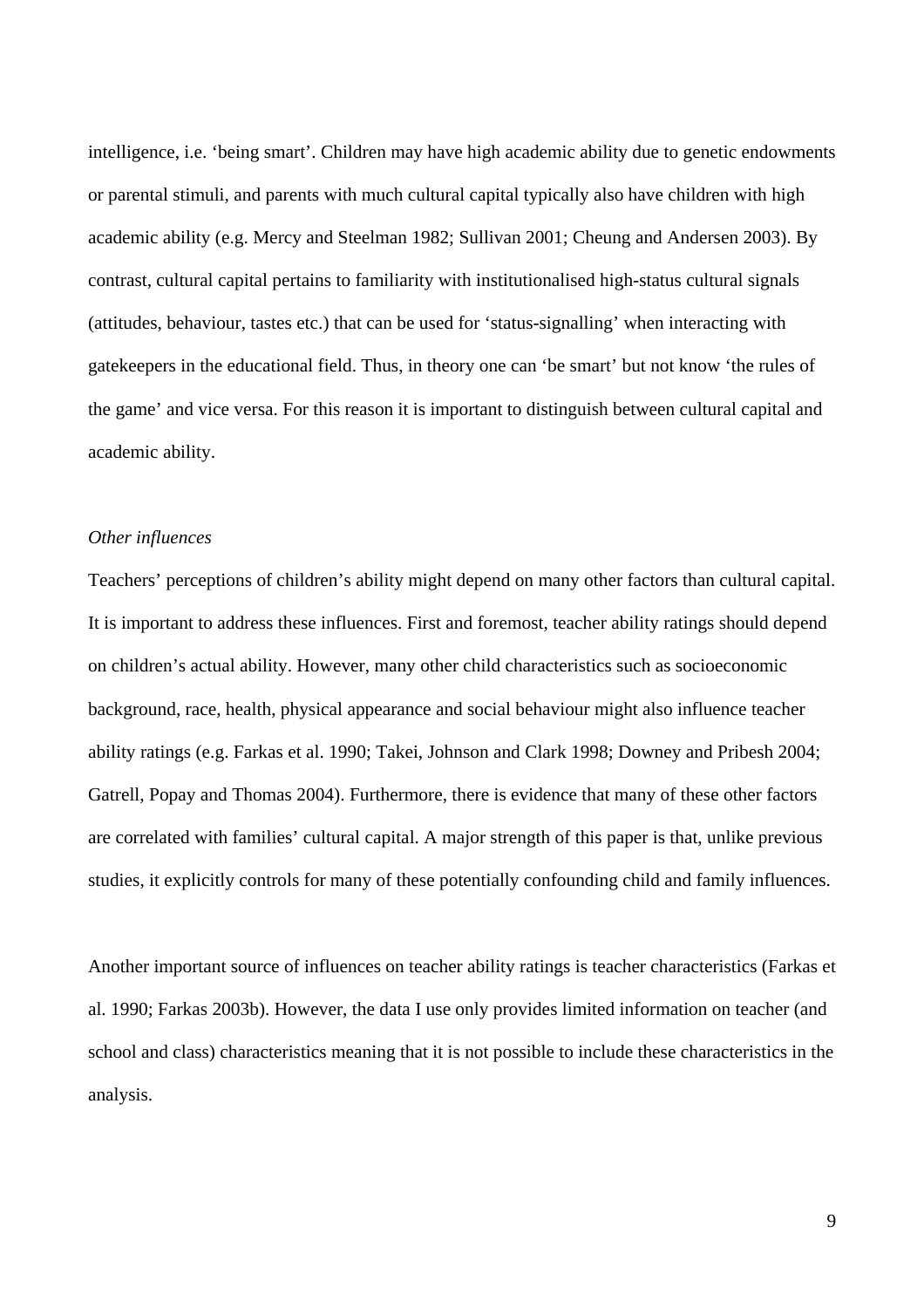intelligence, i.e. 'being smart'. Children may have high academic ability due to genetic endowments or parental stimuli, and parents with much cultural capital typically also have children with high academic ability (e.g. Mercy and Steelman 1982; Sullivan 2001; Cheung and Andersen 2003). By contrast, cultural capital pertains to familiarity with institutionalised high-status cultural signals (attitudes, behaviour, tastes etc.) that can be used for 'status-signalling' when interacting with gatekeepers in the educational field. Thus, in theory one can 'be smart' but not know 'the rules of the game' and vice versa. For this reason it is important to distinguish between cultural capital and academic ability.

*Other influences*

Teachers' perceptions of children's ability might depend on many other factors than cultural capital. It is important to address these influences. First and foremost, teacher ability ratings should depend on children's actual ability. However, many other child characteristics such as socioeconomic background, race, health, physical appearance and social behaviour might also influence teacher ability ratings (e.g. Farkas et al. 1990; Takei, Johnson and Clark 1998; Downey and Pribesh 2004; Gatrell, Popay and Thomas 2004). Furthermore, there is evidence that many of these other factors are correlated with families' cultural capital. A major strength of this paper is that, unlike previous studies, it explicitly controls for many of these potentially confounding child and family influences.

Another important source of influences on teacher ability ratings is teacher characteristics (Farkas et al. 1990; Farkas 2003b). However, the data I use only provides limited information on teacher (and school and class) characteristics meaning that it is not possible to include these characteristics in the analysis.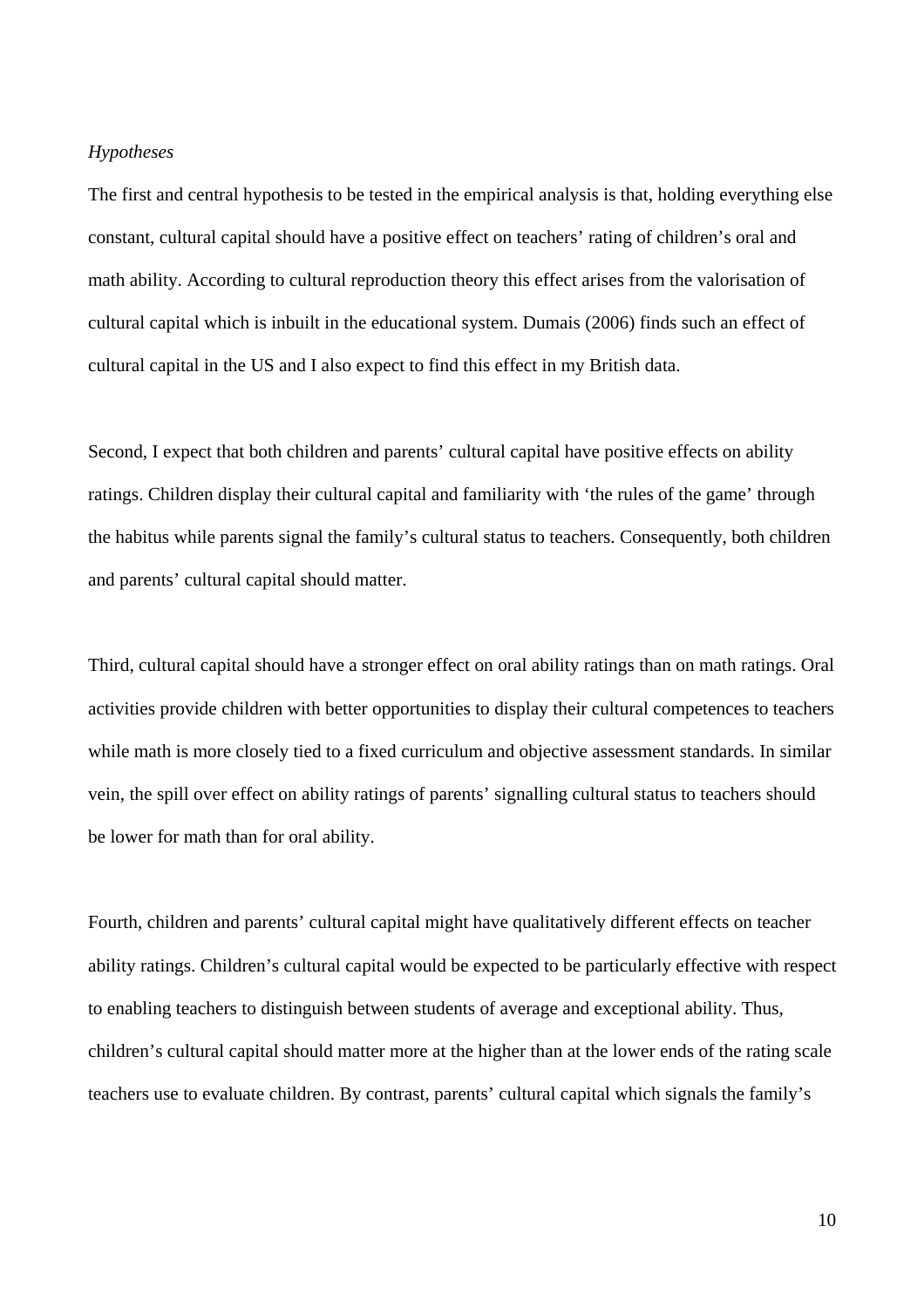*Hypotheses*

The first and central hypothesis to be tested in the empirical analysis is that, holding everything else constant, cultural capital should have a positive effect on teachers' rating of children's oral and math ability. According to cultural reproduction theory this effect arises from the valorisation of cultural capital which is inbuilt in the educational system. Dumais (2006) finds such an effect of cultural capital in the US and I also expect to find this effect in my British data.

Second, I expect that both children and parents' cultural capital have positive effects on ability ratings. Children display their cultural capital and familiarity with 'the rules of the game' through the habitus while parents signal the family's cultural status to teachers. Consequently, both children and parents' cultural capital should matter.

Third, cultural capital should have a stronger effect on oral ability ratings than on math ratings. Oral activities provide children with better opportunities to display their cultural competences to teachers while math is more closely tied to a fixed curriculum and objective assessment standards. In similar vein, the spill over effect on ability ratings of parents' signalling cultural status to teachers should be lower for math than for oral ability.

Fourth, children and parents' cultural capital might have qualitatively different effects on teacher ability ratings. Children's cultural capital would be expected to be particularly effective with respect to enabling teachers to distinguish between students of average and exceptional ability. Thus, children's cultural capital should matter more at the higher than at the lower ends of the rating scale teachers use to evaluate children. By contrast, parents' cultural capital which signals the family's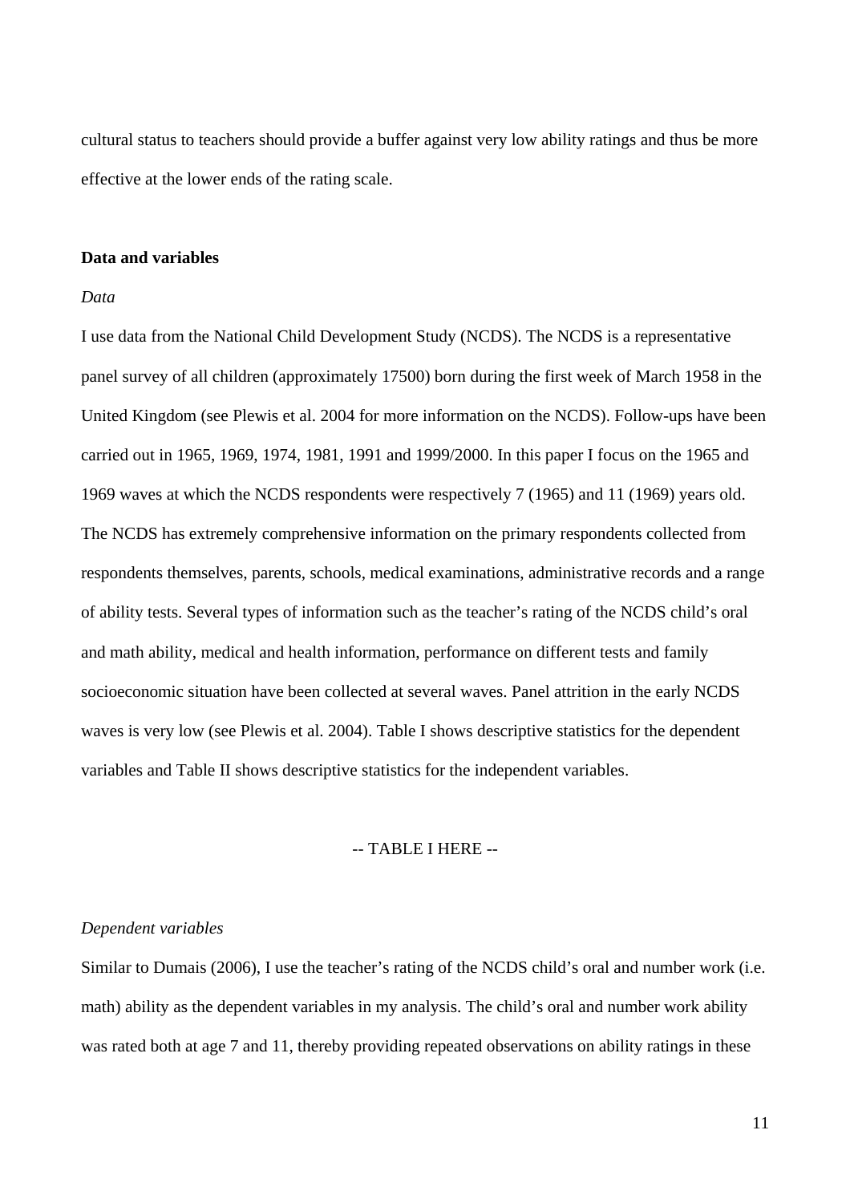cultural status to teachers should provide a buffer against very low ability ratings and thus be more effective at the lower ends of the rating scale.

## Data and variables

### *Data*

I use data from the National Child Development Study (NCDS). The NCDS is a representative panel survey of all children (approximately 17500) born during the first week of March 1958 in the United Kingdom (see Plewis et al. 2004 for more information on the NCDS). Follow-ups have been carried out in 1965, 1969, 1974, 1981, 1991 and 1999/2000. In this paper I focus on the 1965 and 1969 waves at which the NCDS respondents were respectively 7 (1965) and 11 (1969) years old. The NCDS has extremely comprehensive information on the primary respondents collected from respondents themselves, parents, schools, medical examinations, administrative records and a range of ability tests. Several types of information such as the teacher's rating of the NCDS child's oral and math ability, medical and health information, performance on different tests and family socioeconomic situation have been collected at several waves. Panel attrition in the early NCDS waves is very low (see Plewis et al. 2004). Table I shows descriptive statistics for the dependent variables and Table II shows descriptive statistics for the independent variables.

-- TABLE I HERE --

### *Dependent variables*

Similar to Dumais (2006), I use the teacher's rating of the NCDS child's oral and number work (i.e. math) ability as the dependent variables in my analysis. The child's oral and number work ability was rated both at age 7 and 11, thereby providing repeated observations on ability ratings in these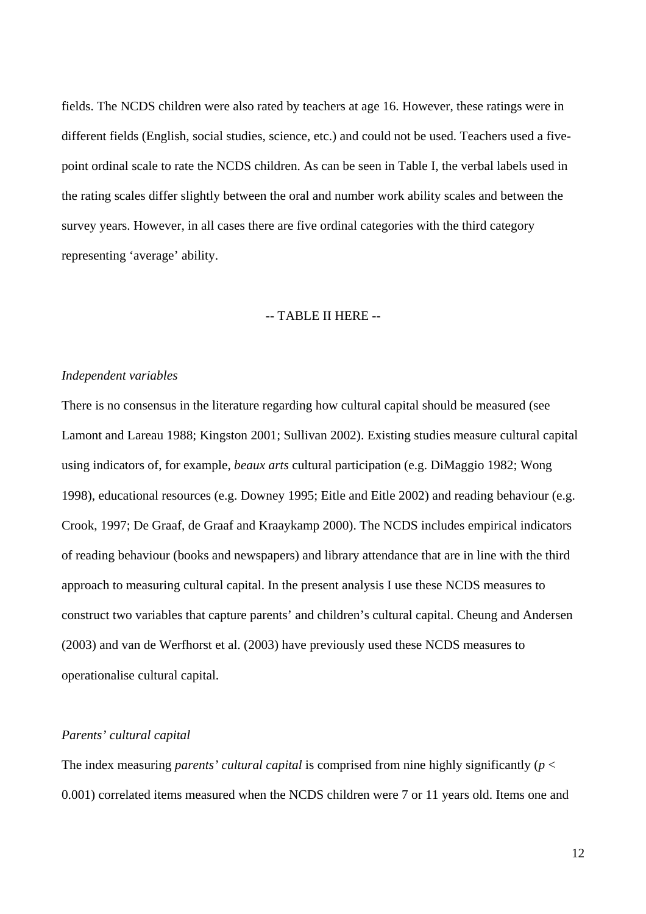fields. The NCDS children were also rated by teachers at age 16. However, these ratings were in different fields (English, social studies, science, etc.) and could not be used. Teachers used a five-point ordinal scale to rate the NCDS children. As can be seen in Table I, the verbal labels used in the rating scales differ slightly between the oral and number work ability scales and between the survey years. However, in all cases there are five ordinal categories with the third category representing 'average' ability.

-- TABLE II HERE --

*Independent variables*

There is no consensus in the literature regarding how cultural capital should be measured (see Lamont and Lareau 1988; Kingston 2001; Sullivan 2002). Existing studies measure cultural capital using indicators of, for example, *beaux arts* cultural participation (e.g. DiMaggio 1982; Wong 1998), educational resources (e.g. Downey 1995; Eitle and Eitle 2002) and reading behaviour (e.g. Crook, 1997; De Graaf, de Graaf and Kraaykamp 2000). The NCDS includes empirical indicators of reading behaviour (books and newspapers) and library attendance that are in line with the third approach to measuring cultural capital. In the present analysis I use these NCDS measures to construct two variables that capture parents' and children's cultural capital. Cheung and Andersen (2003) and van de Werfhorst et al. (2003) have previously used these NCDS measures to operationalise cultural capital.

*Parents' cultural capital*

The index measuring *parents' cultural capital* is comprised from nine highly significantly ($p <$ 0.001) correlated items measured when the NCDS children were 7 or 11 years old. Items one and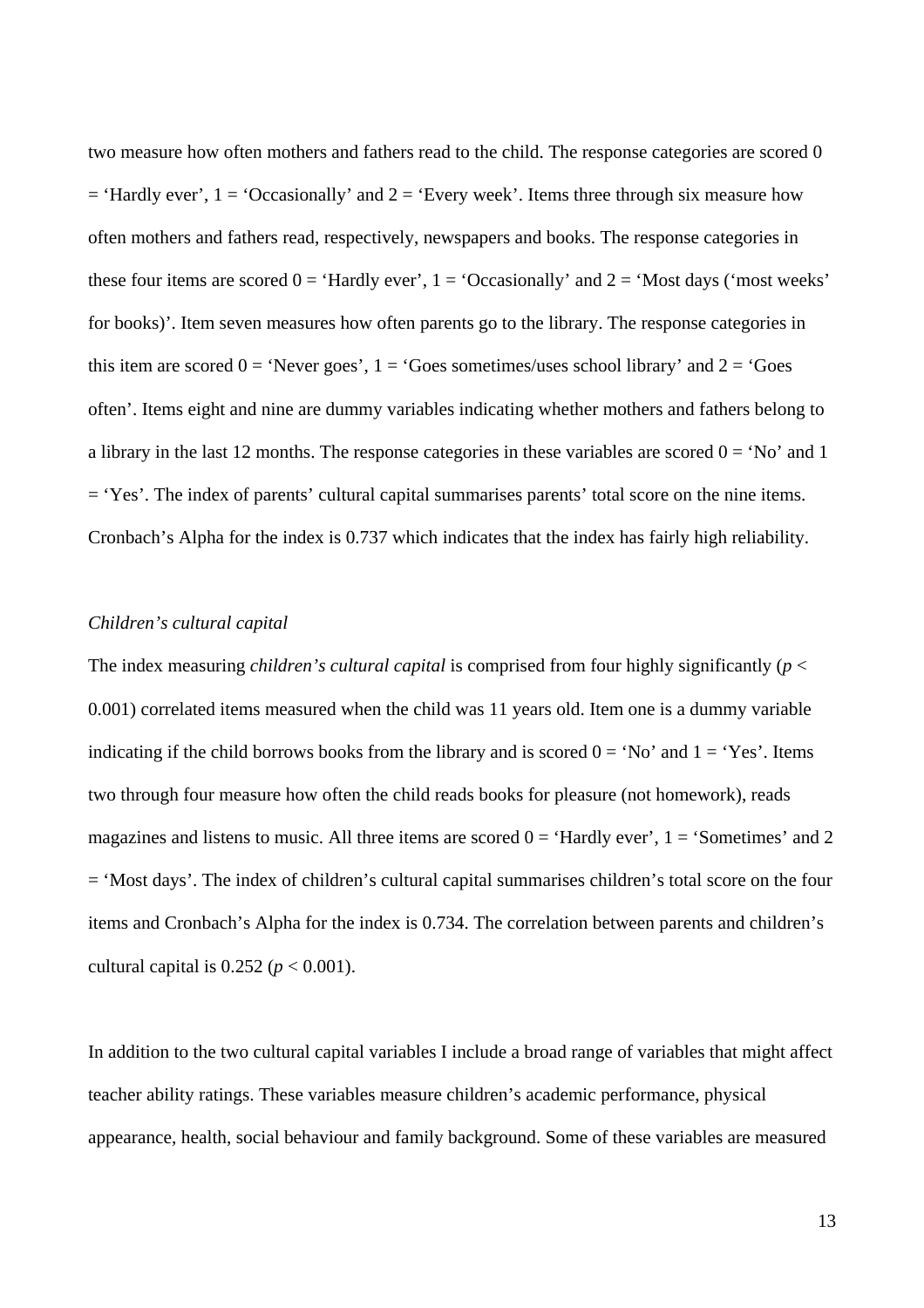two measure how often mothers and fathers read to the child. The response categories are scored 0 = 'Hardly ever', 1 = 'Occasionally' and 2 = 'Every week'. Items three through six measure how often mothers and fathers read, respectively, newspapers and books. The response categories in these four items are scored 0 = 'Hardly ever', 1 = 'Occasionally' and 2 = 'Most days ('most weeks' for books)'. Item seven measures how often parents go to the library. The response categories in this item are scored 0 = 'Never goes', 1 = 'Goes sometimes/uses school library' and 2 = 'Goes often'. Items eight and nine are dummy variables indicating whether mothers and fathers belong to a library in the last 12 months. The response categories in these variables are scored 0 = 'No' and 1 = 'Yes'. The index of parents' cultural capital summarises parents' total score on the nine items. Cronbach's Alpha for the index is 0.737 which indicates that the index has fairly high reliability.

*Children's cultural capital*

The index measuring *children's cultural capital* is comprised from four highly significantly ($p < 0.001$) correlated items measured when the child was 11 years old. Item one is a dummy variable indicating if the child borrows books from the library and is scored 0 = 'No' and 1 = 'Yes'. Items two through four measure how often the child reads books for pleasure (not homework), reads magazines and listens to music. All three items are scored 0 = 'Hardly ever', 1 = 'Sometimes' and 2 = 'Most days'. The index of children's cultural capital summarises children's total score on the four items and Cronbach's Alpha for the index is 0.734. The correlation between parents and children's cultural capital is 0.252 ($p < 0.001$).

In addition to the two cultural capital variables I include a broad range of variables that might affect teacher ability ratings. These variables measure children's academic performance, physical appearance, health, social behaviour and family background. Some of these variables are measured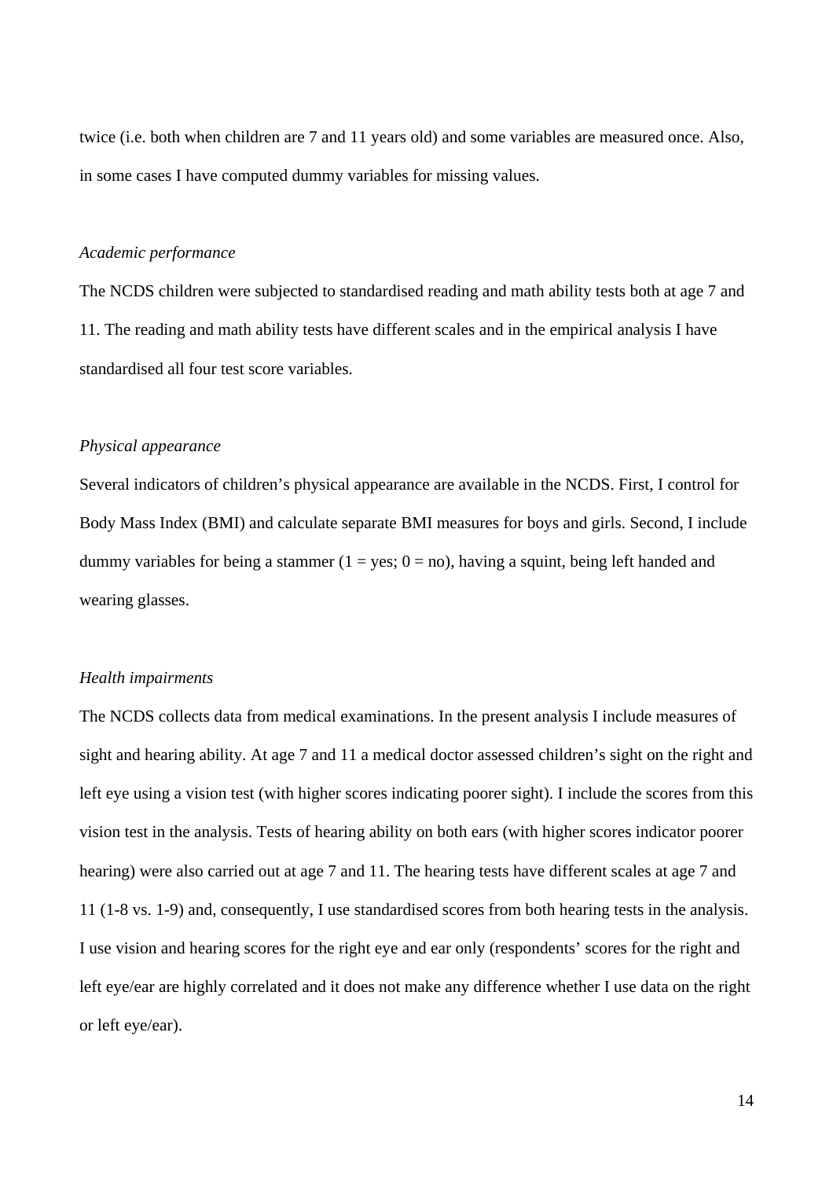twice (i.e. both when children are 7 and 11 years old) and some variables are measured once. Also, in some cases I have computed dummy variables for missing values.

*Academic performance*

The NCDS children were subjected to standardised reading and math ability tests both at age 7 and 11. The reading and math ability tests have different scales and in the empirical analysis I have standardised all four test score variables.

*Physical appearance*

Several indicators of children's physical appearance are available in the NCDS. First, I control for Body Mass Index (BMI) and calculate separate BMI measures for boys and girls. Second, I include dummy variables for being a stammer (1 = yes; 0 = no), having a squint, being left handed and wearing glasses.

*Health impairments*

The NCDS collects data from medical examinations. In the present analysis I include measures of sight and hearing ability. At age 7 and 11 a medical doctor assessed children's sight on the right and left eye using a vision test (with higher scores indicating poorer sight). I include the scores from this vision test in the analysis. Tests of hearing ability on both ears (with higher scores indicator poorer hearing) were also carried out at age 7 and 11. The hearing tests have different scales at age 7 and 11 (1-8 vs. 1-9) and, consequently, I use standardised scores from both hearing tests in the analysis. I use vision and hearing scores for the right eye and ear only (respondents' scores for the right and left eye/ear are highly correlated and it does not make any difference whether I use data on the right or left eye/ear).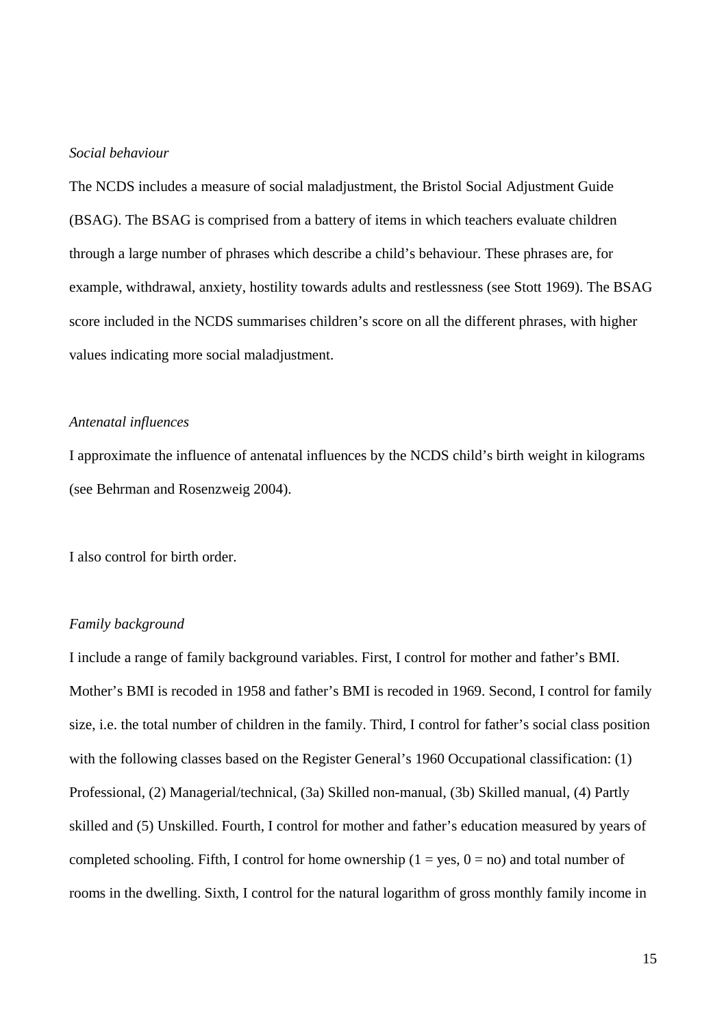*Social behaviour*

The NCDS includes a measure of social maladjustment, the Bristol Social Adjustment Guide (BSAG). The BSAG is comprised from a battery of items in which teachers evaluate children through a large number of phrases which describe a child's behaviour. These phrases are, for example, withdrawal, anxiety, hostility towards adults and restlessness (see Stott 1969). The BSAG score included in the NCDS summarises children's score on all the different phrases, with higher values indicating more social maladjustment.

*Antenatal influences*

I approximate the influence of antenatal influences by the NCDS child's birth weight in kilograms (see Behrman and Rosenzweig 2004).

I also control for birth order.

*Family background*

I include a range of family background variables. First, I control for mother and father's BMI. Mother's BMI is recoded in 1958 and father's BMI is recoded in 1969. Second, I control for family size, i.e. the total number of children in the family. Third, I control for father's social class position with the following classes based on the Register General's 1960 Occupational classification: (1) Professional, (2) Managerial/technical, (3a) Skilled non-manual, (3b) Skilled manual, (4) Partly skilled and (5) Unskilled. Fourth, I control for mother and father's education measured by years of completed schooling. Fifth, I control for home ownership (1 = yes, 0 = no) and total number of rooms in the dwelling. Sixth, I control for the natural logarithm of gross monthly family income in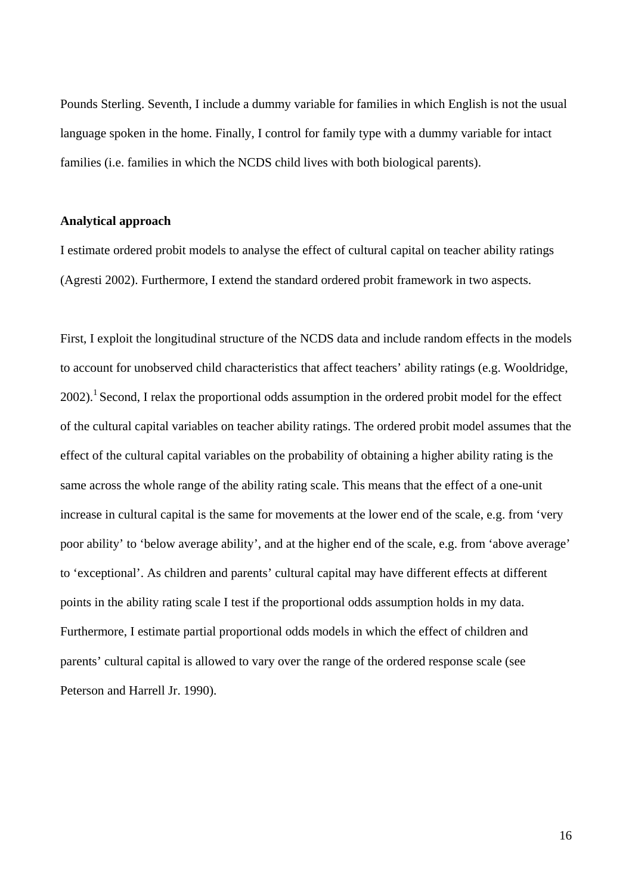Pounds Sterling. Seventh, I include a dummy variable for families in which English is not the usual language spoken in the home. Finally, I control for family type with a dummy variable for intact families (i.e. families in which the NCDS child lives with both biological parents).

**Analytical approach**

I estimate ordered probit models to analyse the effect of cultural capital on teacher ability ratings (Agresti 2002). Furthermore, I extend the standard ordered probit framework in two aspects.

First, I exploit the longitudinal structure of the NCDS data and include random effects in the models to account for unobserved child characteristics that affect teachers' ability ratings (e.g. Wooldridge, 2002).[1] Second, I relax the proportional odds assumption in the ordered probit model for the effect of the cultural capital variables on teacher ability ratings. The ordered probit model assumes that the effect of the cultural capital variables on the probability of obtaining a higher ability rating is the same across the whole range of the ability rating scale. This means that the effect of a one-unit increase in cultural capital is the same for movements at the lower end of the scale, e.g. from 'very poor ability' to 'below average ability', and at the higher end of the scale, e.g. from 'above average' to 'exceptional'. As children and parents' cultural capital may have different effects at different points in the ability rating scale I test if the proportional odds assumption holds in my data. Furthermore, I estimate partial proportional odds models in which the effect of children and parents' cultural capital is allowed to vary over the range of the ordered response scale (see Peterson and Harrell Jr. 1990).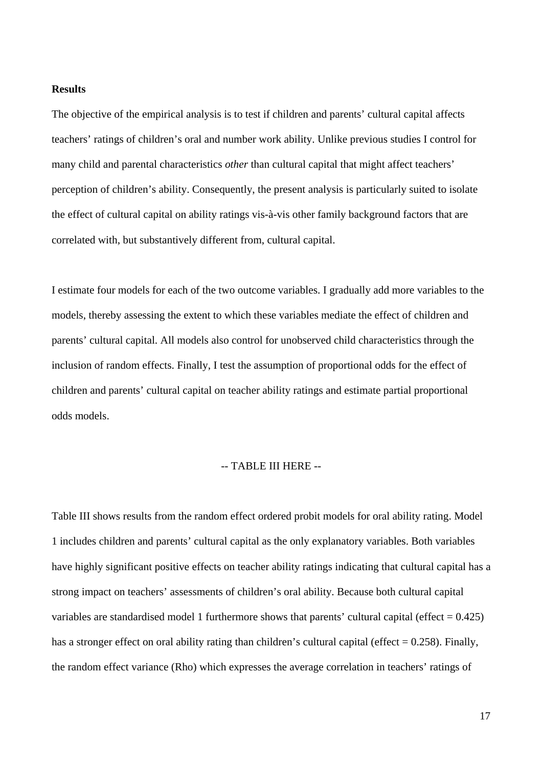**Results**

The objective of the empirical analysis is to test if children and parents' cultural capital affects teachers' ratings of children's oral and number work ability. Unlike previous studies I control for many child and parental characteristics *other* than cultural capital that might affect teachers' perception of children's ability. Consequently, the present analysis is particularly suited to isolate the effect of cultural capital on ability ratings vis-à-vis other family background factors that are correlated with, but substantively different from, cultural capital.

I estimate four models for each of the two outcome variables. I gradually add more variables to the models, thereby assessing the extent to which these variables mediate the effect of children and parents' cultural capital. All models also control for unobserved child characteristics through the inclusion of random effects. Finally, I test the assumption of proportional odds for the effect of children and parents' cultural capital on teacher ability ratings and estimate partial proportional odds models.

-- TABLE III HERE --

Table III shows results from the random effect ordered probit models for oral ability rating. Model 1 includes children and parents' cultural capital as the only explanatory variables. Both variables have highly significant positive effects on teacher ability ratings indicating that cultural capital has a strong impact on teachers' assessments of children's oral ability. Because both cultural capital variables are standardised model 1 furthermore shows that parents' cultural capital (effect = 0.425) has a stronger effect on oral ability rating than children's cultural capital (effect = 0.258). Finally, the random effect variance (Rho) which expresses the average correlation in teachers' ratings of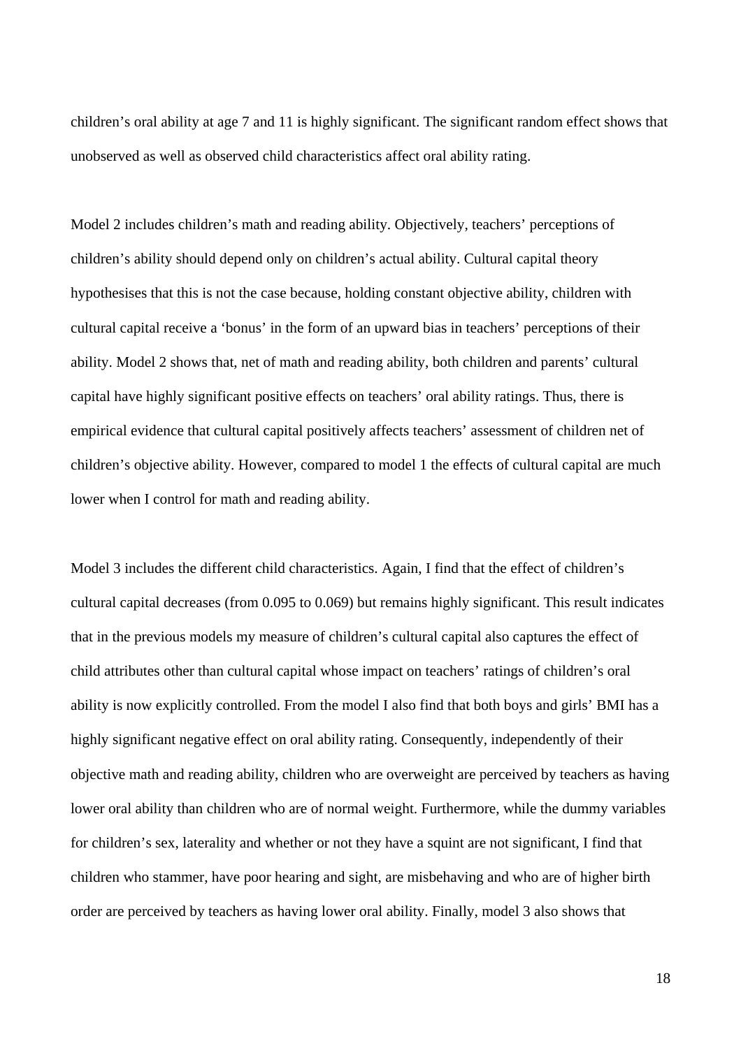children's oral ability at age 7 and 11 is highly significant. The significant random effect shows that unobserved as well as observed child characteristics affect oral ability rating.

Model 2 includes children's math and reading ability. Objectively, teachers' perceptions of children's ability should depend only on children's actual ability. Cultural capital theory hypothesises that this is not the case because, holding constant objective ability, children with cultural capital receive a 'bonus' in the form of an upward bias in teachers' perceptions of their ability. Model 2 shows that, net of math and reading ability, both children and parents' cultural capital have highly significant positive effects on teachers' oral ability ratings. Thus, there is empirical evidence that cultural capital positively affects teachers' assessment of children net of children's objective ability. However, compared to model 1 the effects of cultural capital are much lower when I control for math and reading ability.

Model 3 includes the different child characteristics. Again, I find that the effect of children's cultural capital decreases (from 0.095 to 0.069) but remains highly significant. This result indicates that in the previous models my measure of children's cultural capital also captures the effect of child attributes other than cultural capital whose impact on teachers' ratings of children's oral ability is now explicitly controlled. From the model I also find that both boys and girls' BMI has a highly significant negative effect on oral ability rating. Consequently, independently of their objective math and reading ability, children who are overweight are perceived by teachers as having lower oral ability than children who are of normal weight. Furthermore, while the dummy variables for children's sex, laterality and whether or not they have a squint are not significant, I find that children who stammer, have poor hearing and sight, are misbehaving and who are of higher birth order are perceived by teachers as having lower oral ability. Finally, model 3 also shows that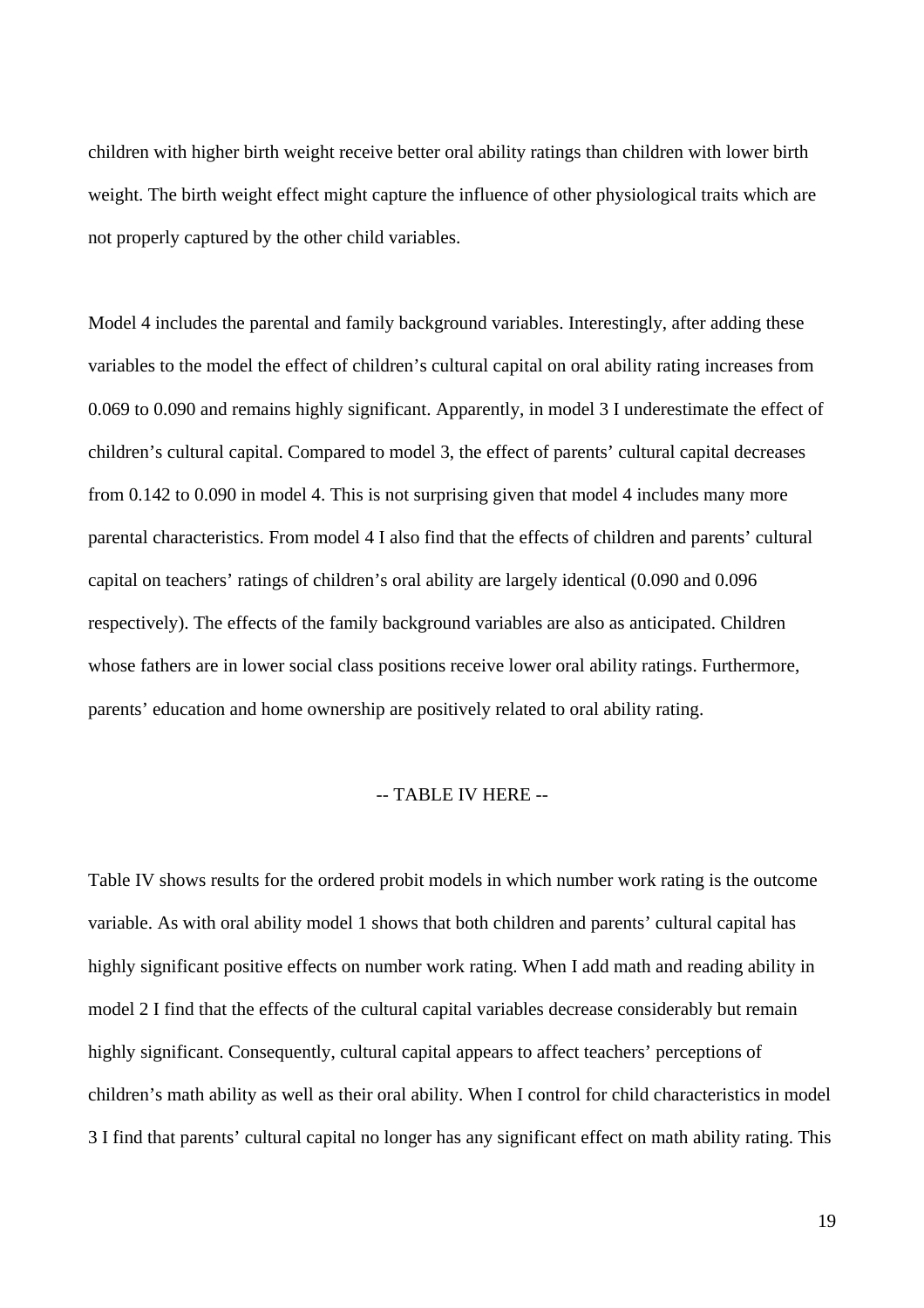children with higher birth weight receive better oral ability ratings than children with lower birth weight. The birth weight effect might capture the influence of other physiological traits which are not properly captured by the other child variables.

Model 4 includes the parental and family background variables. Interestingly, after adding these variables to the model the effect of children's cultural capital on oral ability rating increases from 0.069 to 0.090 and remains highly significant. Apparently, in model 3 I underestimate the effect of children's cultural capital. Compared to model 3, the effect of parents' cultural capital decreases from 0.142 to 0.090 in model 4. This is not surprising given that model 4 includes many more parental characteristics. From model 4 I also find that the effects of children and parents' cultural capital on teachers' ratings of children's oral ability are largely identical (0.090 and 0.096 respectively). The effects of the family background variables are also as anticipated. Children whose fathers are in lower social class positions receive lower oral ability ratings. Furthermore, parents' education and home ownership are positively related to oral ability rating.

-- TABLE IV HERE --

Table IV shows results for the ordered probit models in which number work rating is the outcome variable. As with oral ability model 1 shows that both children and parents' cultural capital has highly significant positive effects on number work rating. When I add math and reading ability in model 2 I find that the effects of the cultural capital variables decrease considerably but remain highly significant. Consequently, cultural capital appears to affect teachers' perceptions of children's math ability as well as their oral ability. When I control for child characteristics in model 3 I find that parents' cultural capital no longer has any significant effect on math ability rating. This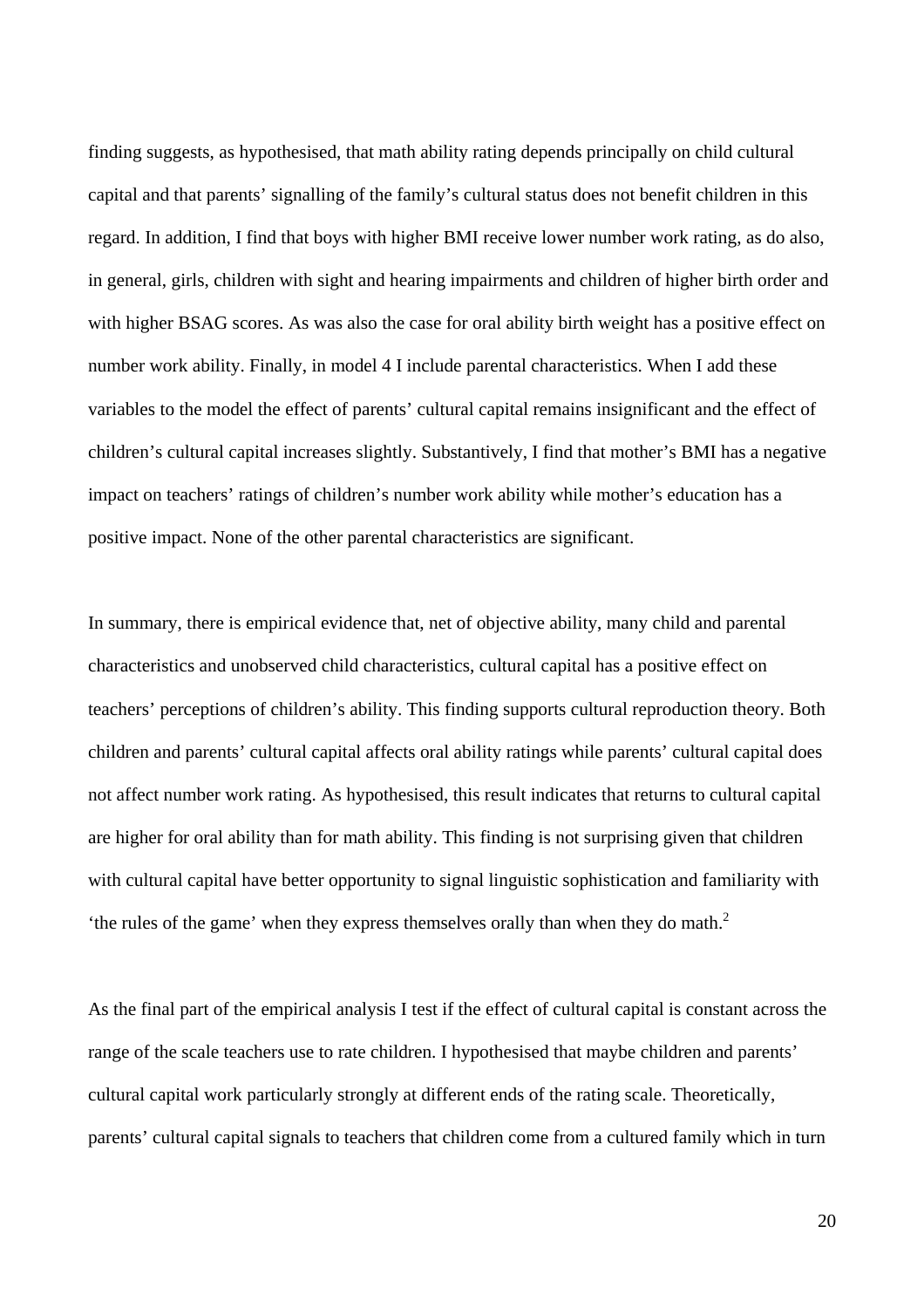finding suggests, as hypothesised, that math ability rating depends principally on child cultural capital and that parents' signalling of the family's cultural status does not benefit children in this regard. In addition, I find that boys with higher BMI receive lower number work rating, as do also, in general, girls, children with sight and hearing impairments and children of higher birth order and with higher BSAG scores. As was also the case for oral ability birth weight has a positive effect on number work ability. Finally, in model 4 I include parental characteristics. When I add these variables to the model the effect of parents' cultural capital remains insignificant and the effect of children's cultural capital increases slightly. Substantively, I find that mother's BMI has a negative impact on teachers' ratings of children's number work ability while mother's education has a positive impact. None of the other parental characteristics are significant.

In summary, there is empirical evidence that, net of objective ability, many child and parental characteristics and unobserved child characteristics, cultural capital has a positive effect on teachers' perceptions of children's ability. This finding supports cultural reproduction theory. Both children and parents' cultural capital affects oral ability ratings while parents' cultural capital does not affect number work rating. As hypothesised, this result indicates that returns to cultural capital are higher for oral ability than for math ability. This finding is not surprising given that children with cultural capital have better opportunity to signal linguistic sophistication and familiarity with 'the rules of the game' when they express themselves orally than when they do math.[2]

As the final part of the empirical analysis I test if the effect of cultural capital is constant across the range of the scale teachers use to rate children. I hypothesised that maybe children and parents' cultural capital work particularly strongly at different ends of the rating scale. Theoretically, parents' cultural capital signals to teachers that children come from a cultured family which in turn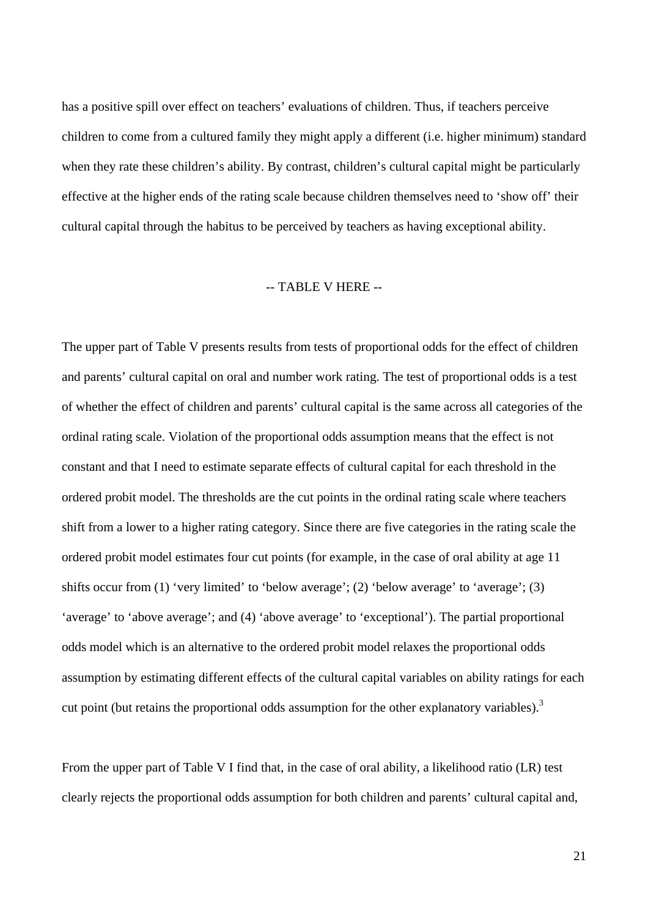has a positive spill over effect on teachers' evaluations of children. Thus, if teachers perceive children to come from a cultured family they might apply a different (i.e. higher minimum) standard when they rate these children's ability. By contrast, children's cultural capital might be particularly effective at the higher ends of the rating scale because children themselves need to 'show off' their cultural capital through the habitus to be perceived by teachers as having exceptional ability.

-- TABLE V HERE --

The upper part of Table V presents results from tests of proportional odds for the effect of children and parents' cultural capital on oral and number work rating. The test of proportional odds is a test of whether the effect of children and parents' cultural capital is the same across all categories of the ordinal rating scale. Violation of the proportional odds assumption means that the effect is not constant and that I need to estimate separate effects of cultural capital for each threshold in the ordered probit model. The thresholds are the cut points in the ordinal rating scale where teachers shift from a lower to a higher rating category. Since there are five categories in the rating scale the ordered probit model estimates four cut points (for example, in the case of oral ability at age 11 shifts occur from (1) 'very limited' to 'below average'; (2) 'below average' to 'average'; (3) 'average' to 'above average'; and (4) 'above average' to 'exceptional'). The partial proportional odds model which is an alternative to the ordered probit model relaxes the proportional odds assumption by estimating different effects of the cultural capital variables on ability ratings for each cut point (but retains the proportional odds assumption for the other explanatory variables).[3]

From the upper part of Table V I find that, in the case of oral ability, a likelihood ratio (LR) test clearly rejects the proportional odds assumption for both children and parents' cultural capital and,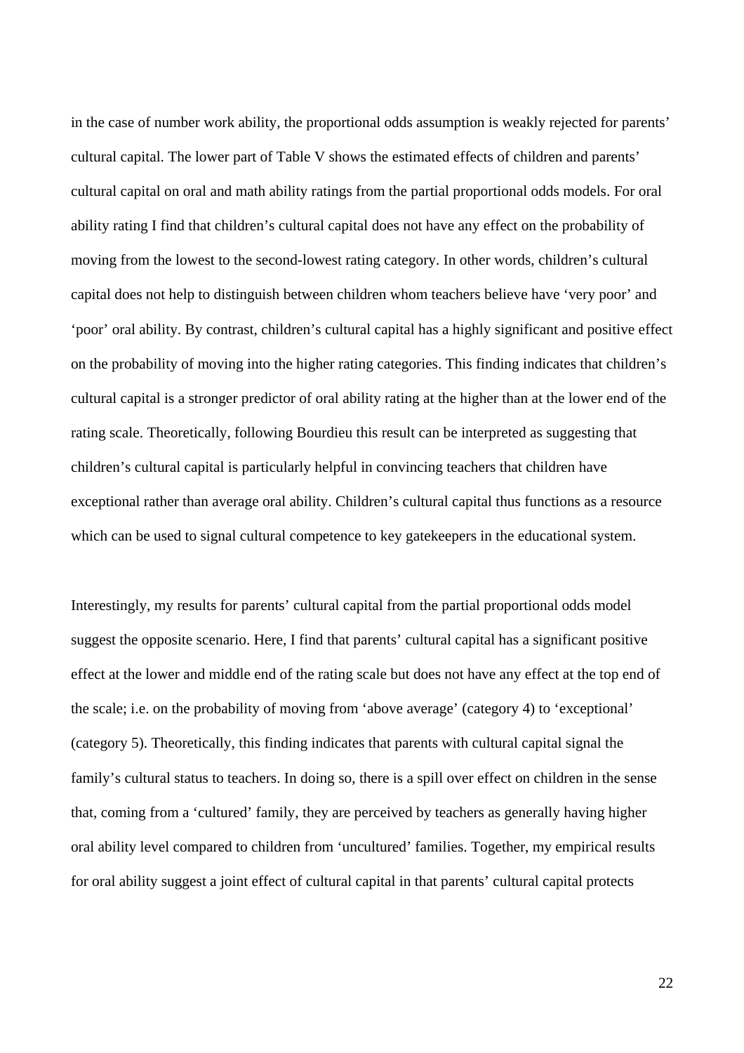in the case of number work ability, the proportional odds assumption is weakly rejected for parents' cultural capital. The lower part of Table V shows the estimated effects of children and parents' cultural capital on oral and math ability ratings from the partial proportional odds models. For oral ability rating I find that children's cultural capital does not have any effect on the probability of moving from the lowest to the second-lowest rating category. In other words, children's cultural capital does not help to distinguish between children whom teachers believe have 'very poor' and 'poor' oral ability. By contrast, children's cultural capital has a highly significant and positive effect on the probability of moving into the higher rating categories. This finding indicates that children's cultural capital is a stronger predictor of oral ability rating at the higher than at the lower end of the rating scale. Theoretically, following Bourdieu this result can be interpreted as suggesting that children's cultural capital is particularly helpful in convincing teachers that children have exceptional rather than average oral ability. Children's cultural capital thus functions as a resource which can be used to signal cultural competence to key gatekeepers in the educational system.

Interestingly, my results for parents' cultural capital from the partial proportional odds model suggest the opposite scenario. Here, I find that parents' cultural capital has a significant positive effect at the lower and middle end of the rating scale but does not have any effect at the top end of the scale; i.e. on the probability of moving from 'above average' (category 4) to 'exceptional' (category 5). Theoretically, this finding indicates that parents with cultural capital signal the family's cultural status to teachers. In doing so, there is a spill over effect on children in the sense that, coming from a 'cultured' family, they are perceived by teachers as generally having higher oral ability level compared to children from 'uncultured' families. Together, my empirical results for oral ability suggest a joint effect of cultural capital in that parents' cultural capital protects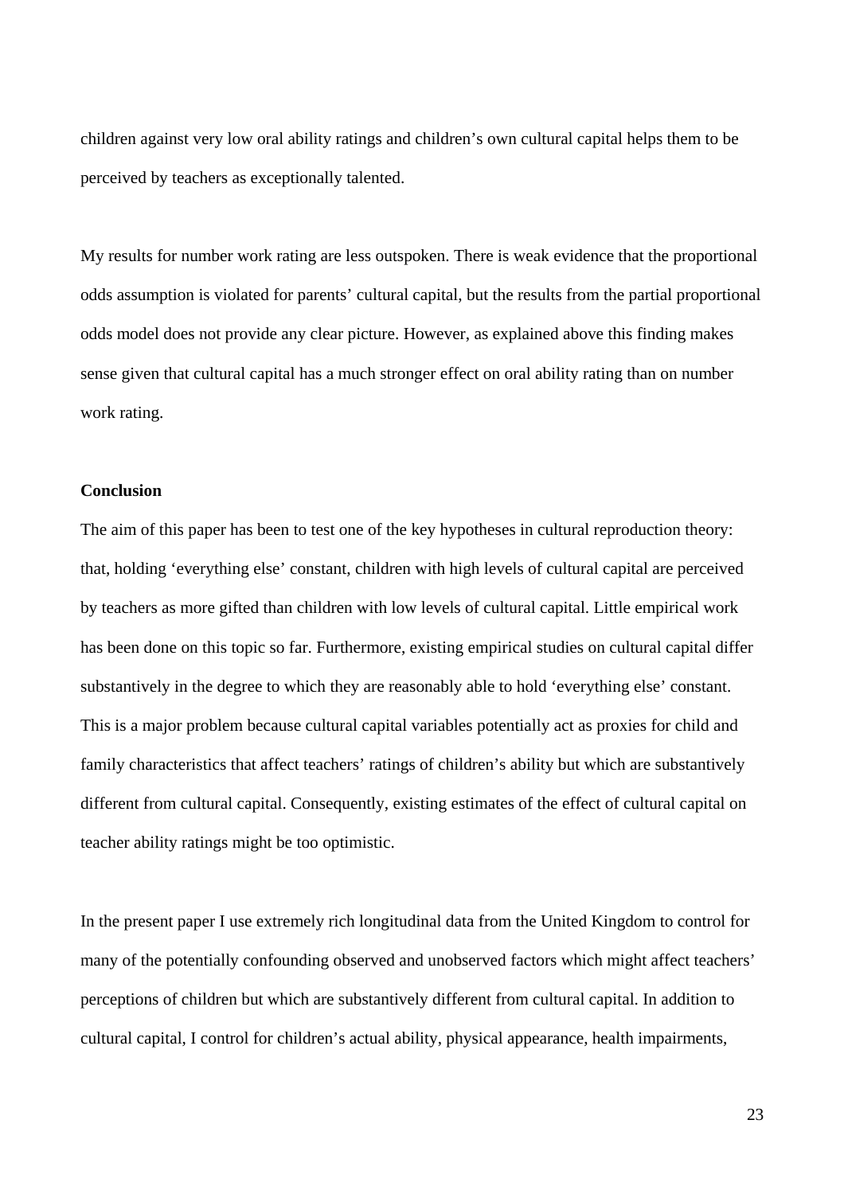children against very low oral ability ratings and children's own cultural capital helps them to be perceived by teachers as exceptionally talented.

My results for number work rating are less outspoken. There is weak evidence that the proportional odds assumption is violated for parents' cultural capital, but the results from the partial proportional odds model does not provide any clear picture. However, as explained above this finding makes sense given that cultural capital has a much stronger effect on oral ability rating than on number work rating.

**Conclusion**

The aim of this paper has been to test one of the key hypotheses in cultural reproduction theory: that, holding 'everything else' constant, children with high levels of cultural capital are perceived by teachers as more gifted than children with low levels of cultural capital. Little empirical work has been done on this topic so far. Furthermore, existing empirical studies on cultural capital differ substantively in the degree to which they are reasonably able to hold 'everything else' constant. This is a major problem because cultural capital variables potentially act as proxies for child and family characteristics that affect teachers' ratings of children's ability but which are substantively different from cultural capital. Consequently, existing estimates of the effect of cultural capital on teacher ability ratings might be too optimistic.

In the present paper I use extremely rich longitudinal data from the United Kingdom to control for many of the potentially confounding observed and unobserved factors which might affect teachers' perceptions of children but which are substantively different from cultural capital. In addition to cultural capital, I control for children's actual ability, physical appearance, health impairments,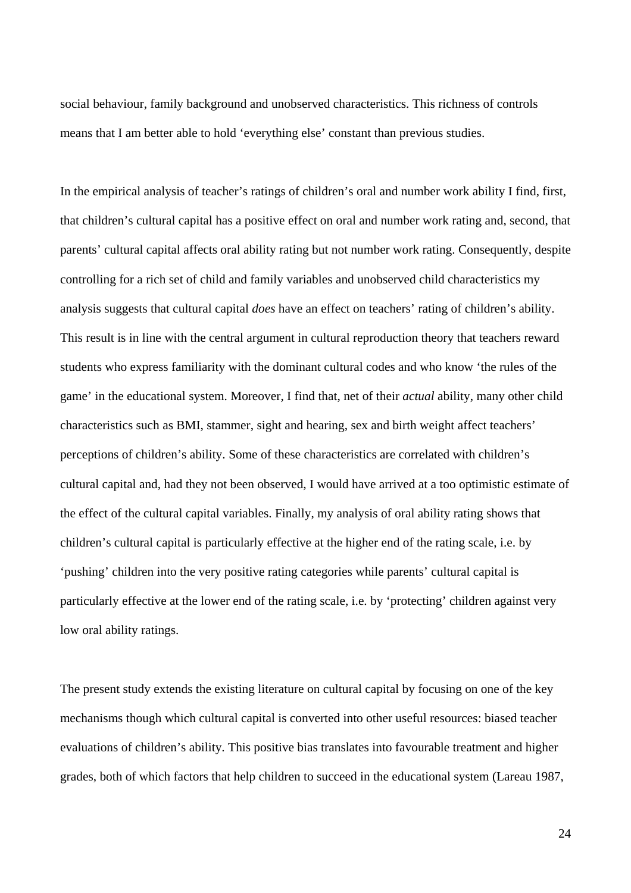social behaviour, family background and unobserved characteristics. This richness of controls means that I am better able to hold 'everything else' constant than previous studies.

In the empirical analysis of teacher's ratings of children's oral and number work ability I find, first, that children's cultural capital has a positive effect on oral and number work rating and, second, that parents' cultural capital affects oral ability rating but not number work rating. Consequently, despite controlling for a rich set of child and family variables and unobserved child characteristics my analysis suggests that cultural capital *does* have an effect on teachers' rating of children's ability. This result is in line with the central argument in cultural reproduction theory that teachers reward students who express familiarity with the dominant cultural codes and who know 'the rules of the game' in the educational system. Moreover, I find that, net of their *actual* ability, many other child characteristics such as BMI, stammer, sight and hearing, sex and birth weight affect teachers' perceptions of children's ability. Some of these characteristics are correlated with children's cultural capital and, had they not been observed, I would have arrived at a too optimistic estimate of the effect of the cultural capital variables. Finally, my analysis of oral ability rating shows that children's cultural capital is particularly effective at the higher end of the rating scale, i.e. by 'pushing' children into the very positive rating categories while parents' cultural capital is particularly effective at the lower end of the rating scale, i.e. by 'protecting' children against very low oral ability ratings.

The present study extends the existing literature on cultural capital by focusing on one of the key mechanisms though which cultural capital is converted into other useful resources: biased teacher evaluations of children's ability. This positive bias translates into favourable treatment and higher grades, both of which factors that help children to succeed in the educational system (Lareau 1987,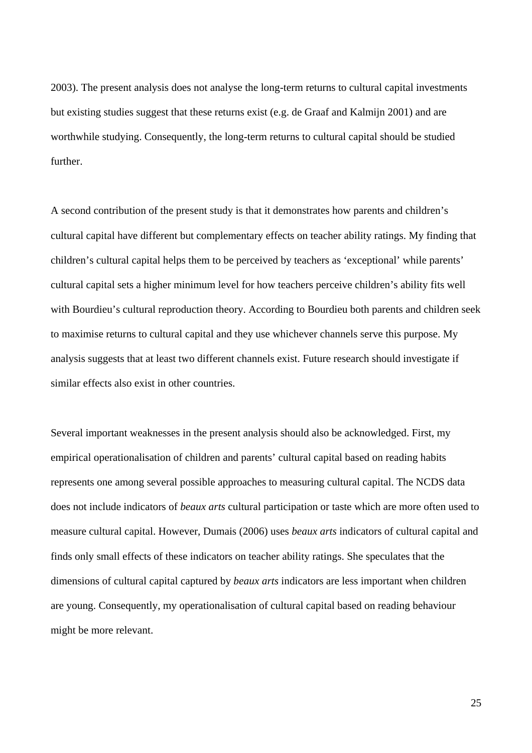2003). The present analysis does not analyse the long-term returns to cultural capital investments but existing studies suggest that these returns exist (e.g. de Graaf and Kalmijn 2001) and are worthwhile studying. Consequently, the long-term returns to cultural capital should be studied further.

A second contribution of the present study is that it demonstrates how parents and children's cultural capital have different but complementary effects on teacher ability ratings. My finding that children's cultural capital helps them to be perceived by teachers as 'exceptional' while parents' cultural capital sets a higher minimum level for how teachers perceive children's ability fits well with Bourdieu's cultural reproduction theory. According to Bourdieu both parents and children seek to maximise returns to cultural capital and they use whichever channels serve this purpose. My analysis suggests that at least two different channels exist. Future research should investigate if similar effects also exist in other countries.

Several important weaknesses in the present analysis should also be acknowledged. First, my empirical operationalisation of children and parents' cultural capital based on reading habits represents one among several possible approaches to measuring cultural capital. The NCDS data does not include indicators of *beaux arts* cultural participation or taste which are more often used to measure cultural capital. However, Dumais (2006) uses *beaux arts* indicators of cultural capital and finds only small effects of these indicators on teacher ability ratings. She speculates that the dimensions of cultural capital captured by *beaux arts* indicators are less important when children are young. Consequently, my operationalisation of cultural capital based on reading behaviour might be more relevant.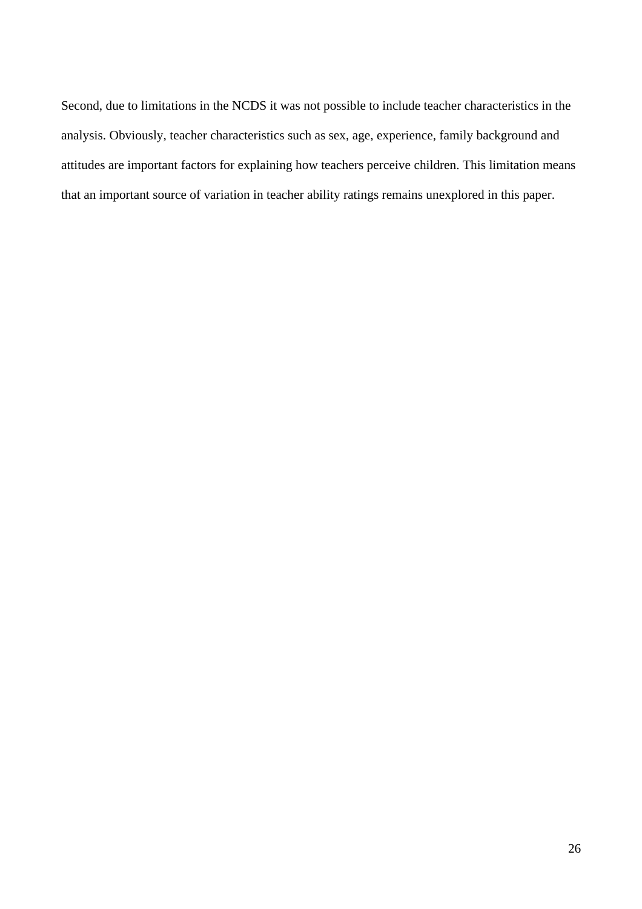Second, due to limitations in the NCDS it was not possible to include teacher characteristics in the analysis. Obviously, teacher characteristics such as sex, age, experience, family background and attitudes are important factors for explaining how teachers perceive children. This limitation means that an important source of variation in teacher ability ratings remains unexplored in this paper.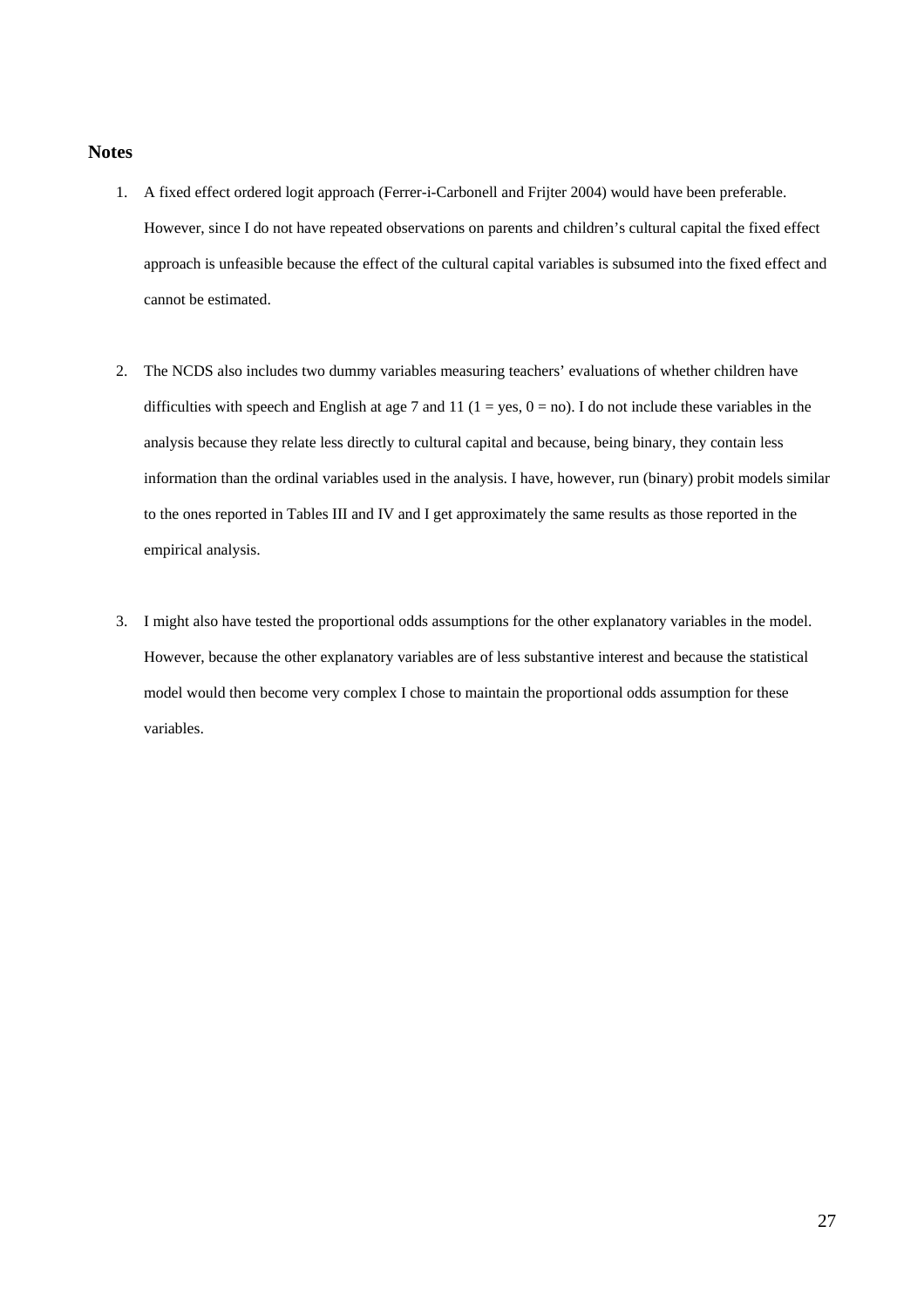## Notes

1. A fixed effect ordered logit approach (Ferrer-i-Carbonell and Frijter 2004) would have been preferable. However, since I do not have repeated observations on parents and children's cultural capital the fixed effect approach is unfeasible because the effect of the cultural capital variables is subsumed into the fixed effect and cannot be estimated.

2. The NCDS also includes two dummy variables measuring teachers' evaluations of whether children have difficulties with speech and English at age 7 and 11 (1 = yes, 0 = no). I do not include these variables in the analysis because they relate less directly to cultural capital and because, being binary, they contain less information than the ordinal variables used in the analysis. I have, however, run (binary) probit models similar to the ones reported in Tables III and IV and I get approximately the same results as those reported in the empirical analysis.

3. I might also have tested the proportional odds assumptions for the other explanatory variables in the model. However, because the other explanatory variables are of less substantive interest and because the statistical model would then become very complex I chose to maintain the proportional odds assumption for these variables.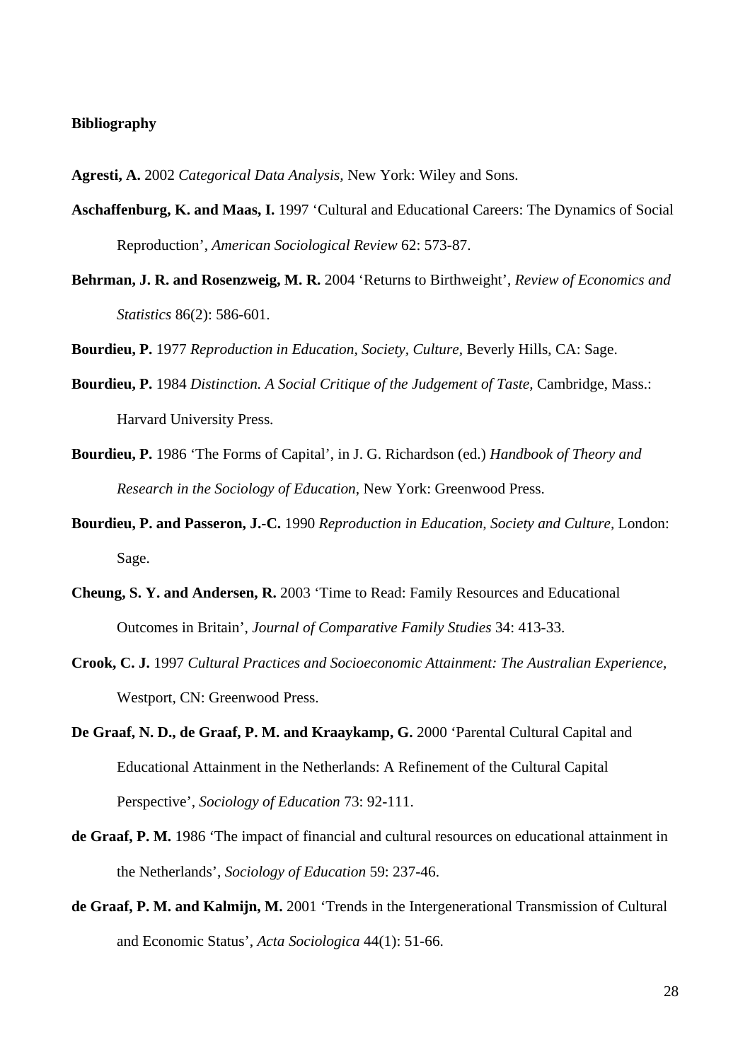**Bibliography**

**Agresti, A.** 2002 *Categorical Data Analysis,* New York: Wiley and Sons.

**Aschaffenburg, K. and Maas, I.** 1997 'Cultural and Educational Careers: The Dynamics of Social Reproduction', *American Sociological Review* 62: 573-87.

**Behrman, J. R. and Rosenzweig, M. R.** 2004 'Returns to Birthweight', *Review of Economics and Statistics* 86(2): 586-601.

**Bourdieu, P.** 1977 *Reproduction in Education, Society, Culture,* Beverly Hills, CA: Sage.

**Bourdieu, P.** 1984 *Distinction. A Social Critique of the Judgement of Taste,* Cambridge, Mass.: Harvard University Press.

**Bourdieu, P.** 1986 'The Forms of Capital', in J. G. Richardson (ed.) *Handbook of Theory and Research in the Sociology of Education*, New York: Greenwood Press.

**Bourdieu, P. and Passeron, J.-C.** 1990 *Reproduction in Education, Society and Culture,* London: Sage.

**Cheung, S. Y. and Andersen, R.** 2003 'Time to Read: Family Resources and Educational Outcomes in Britain', *Journal of Comparative Family Studies* 34: 413-33.

**Crook, C. J.** 1997 *Cultural Practices and Socioeconomic Attainment: The Australian Experience,* Westport, CN: Greenwood Press.

**De Graaf, N. D., de Graaf, P. M. and Kraaykamp, G.** 2000 'Parental Cultural Capital and Educational Attainment in the Netherlands: A Refinement of the Cultural Capital Perspective', *Sociology of Education* 73: 92-111.

**de Graaf, P. M.** 1986 'The impact of financial and cultural resources on educational attainment in the Netherlands', *Sociology of Education* 59: 237-46.

**de Graaf, P. M. and Kalmijn, M.** 2001 'Trends in the Intergenerational Transmission of Cultural and Economic Status', *Acta Sociologica* 44(1): 51-66.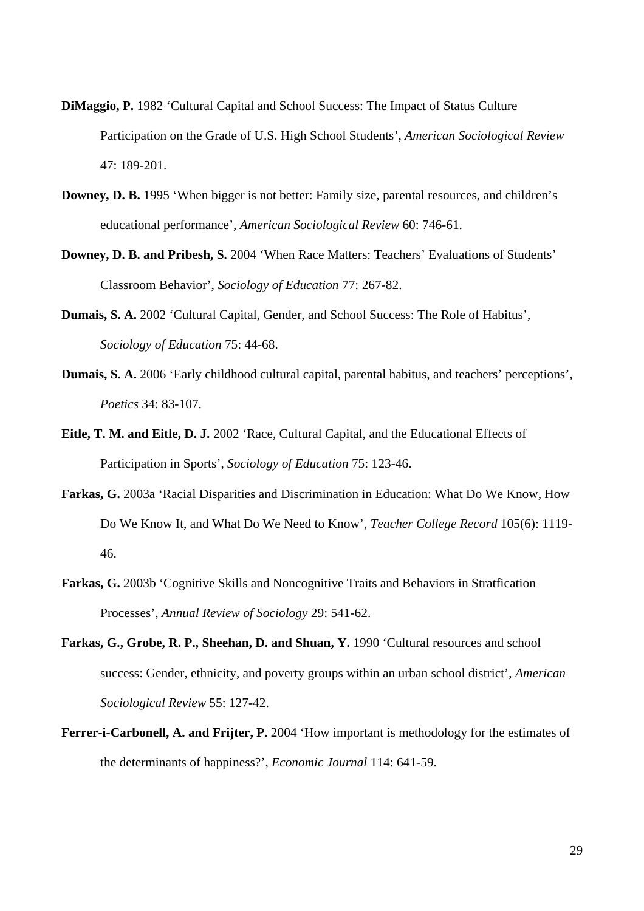**DiMaggio, P.** 1982 'Cultural Capital and School Success: The Impact of Status Culture Participation on the Grade of U.S. High School Students', *American Sociological Review* 47: 189-201.

**Downey, D. B.** 1995 'When bigger is not better: Family size, parental resources, and children's educational performance', *American Sociological Review* 60: 746-61.

**Downey, D. B. and Pribesh, S.** 2004 'When Race Matters: Teachers' Evaluations of Students' Classroom Behavior', *Sociology of Education* 77: 267-82.

**Dumais, S. A.** 2002 'Cultural Capital, Gender, and School Success: The Role of Habitus', *Sociology of Education* 75: 44-68.

**Dumais, S. A.** 2006 'Early childhood cultural capital, parental habitus, and teachers' perceptions', *Poetics* 34: 83-107.

**Eitle, T. M. and Eitle, D. J.** 2002 'Race, Cultural Capital, and the Educational Effects of Participation in Sports', *Sociology of Education* 75: 123-46.

**Farkas, G.** 2003a 'Racial Disparities and Discrimination in Education: What Do We Know, How Do We Know It, and What Do We Need to Know', *Teacher College Record* 105(6): 1119-46.

**Farkas, G.** 2003b 'Cognitive Skills and Noncognitive Traits and Behaviors in Stratfication Processes', *Annual Review of Sociology* 29: 541-62.

**Farkas, G., Grobe, R. P., Sheehan, D. and Shuan, Y.** 1990 'Cultural resources and school success: Gender, ethnicity, and poverty groups within an urban school district', *American Sociological Review* 55: 127-42.

**Ferrer-i-Carbonell, A. and Frijter, P.** 2004 'How important is methodology for the estimates of the determinants of happiness?', *Economic Journal* 114: 641-59.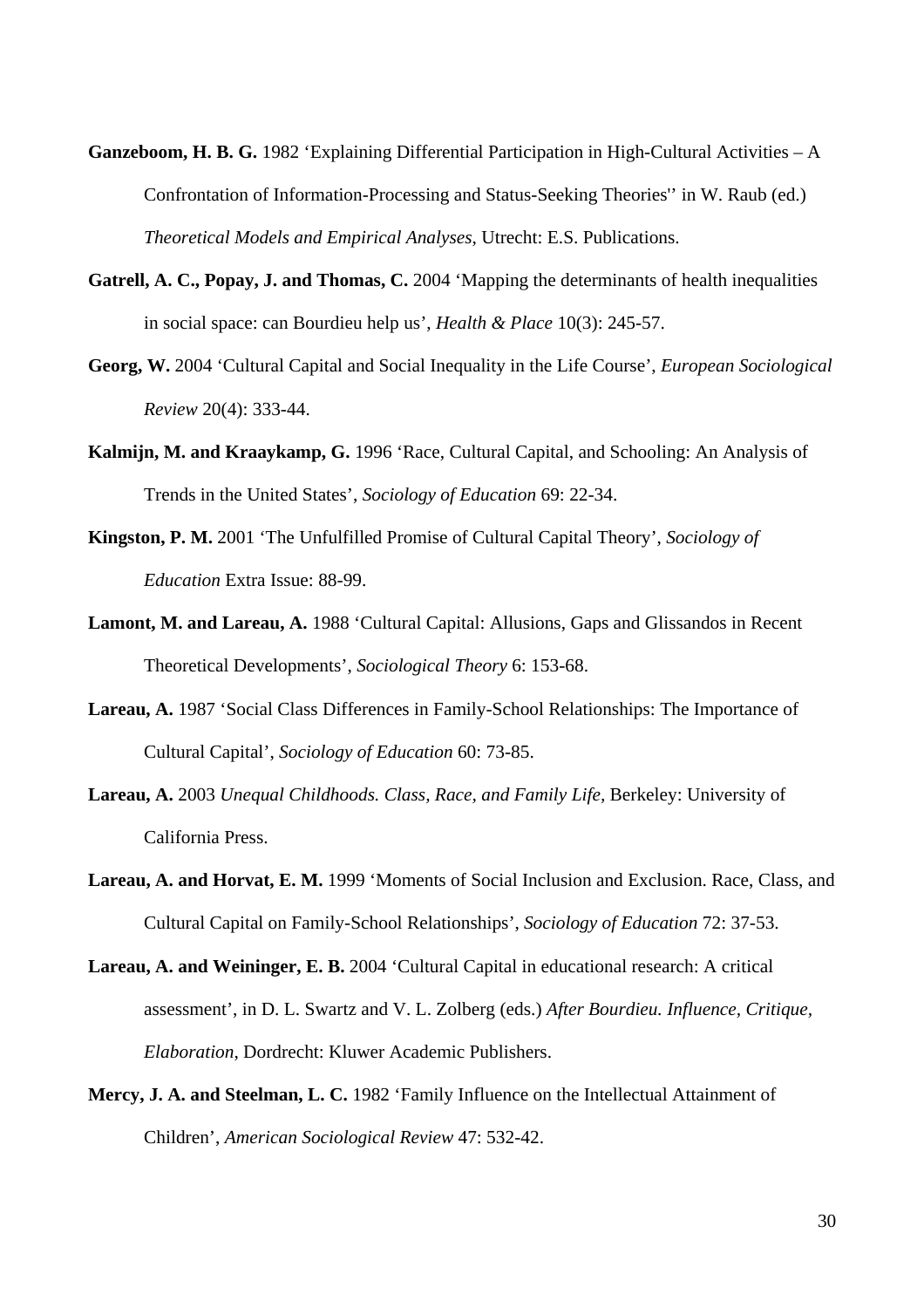**Ganzeboom, H. B. G.** 1982 'Explaining Differential Participation in High-Cultural Activities – A Confrontation of Information-Processing and Status-Seeking Theories'' in W. Raub (ed.) *Theoretical Models and Empirical Analyses*, Utrecht: E.S. Publications.

**Gatrell, A. C., Popay, J. and Thomas, C.** 2004 'Mapping the determinants of health inequalities in social space: can Bourdieu help us', *Health & Place* 10(3): 245-57.

**Georg, W.** 2004 'Cultural Capital and Social Inequality in the Life Course', *European Sociological Review* 20(4): 333-44.

**Kalmijn, M. and Kraaykamp, G.** 1996 'Race, Cultural Capital, and Schooling: An Analysis of Trends in the United States', *Sociology of Education* 69: 22-34.

**Kingston, P. M.** 2001 'The Unfulfilled Promise of Cultural Capital Theory', *Sociology of Education* Extra Issue: 88-99.

**Lamont, M. and Lareau, A.** 1988 'Cultural Capital: Allusions, Gaps and Glissandos in Recent Theoretical Developments', *Sociological Theory* 6: 153-68.

**Lareau, A.** 1987 'Social Class Differences in Family-School Relationships: The Importance of Cultural Capital', *Sociology of Education* 60: 73-85.

**Lareau, A.** 2003 *Unequal Childhoods. Class, Race, and Family Life*, Berkeley: University of California Press.

**Lareau, A. and Horvat, E. M.** 1999 'Moments of Social Inclusion and Exclusion. Race, Class, and Cultural Capital on Family-School Relationships', *Sociology of Education* 72: 37-53.

**Lareau, A. and Weininger, E. B.** 2004 'Cultural Capital in educational research: A critical assessment', in D. L. Swartz and V. L. Zolberg (eds.) *After Bourdieu. Influence, Critique, Elaboration*, Dordrecht: Kluwer Academic Publishers.

**Mercy, J. A. and Steelman, L. C.** 1982 'Family Influence on the Intellectual Attainment of Children', *American Sociological Review* 47: 532-42.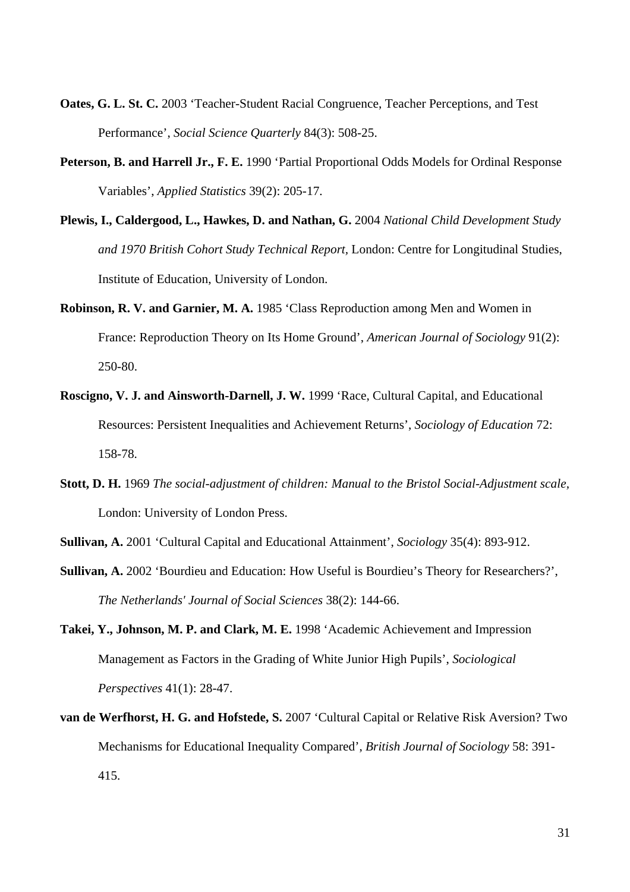**Oates, G. L. St. C.** 2003 'Teacher-Student Racial Congruence, Teacher Perceptions, and Test Performance', *Social Science Quarterly* 84(3): 508-25.

**Peterson, B. and Harrell Jr., F. E.** 1990 'Partial Proportional Odds Models for Ordinal Response Variables', *Applied Statistics* 39(2): 205-17.

**Plewis, I., Caldergood, L., Hawkes, D. and Nathan, G.** 2004 *National Child Development Study and 1970 British Cohort Study Technical Report*, London: Centre for Longitudinal Studies, Institute of Education, University of London.

**Robinson, R. V. and Garnier, M. A.** 1985 'Class Reproduction among Men and Women in France: Reproduction Theory on Its Home Ground', *American Journal of Sociology* 91(2): 250-80.

**Roscigno, V. J. and Ainsworth-Darnell, J. W.** 1999 'Race, Cultural Capital, and Educational Resources: Persistent Inequalities and Achievement Returns', *Sociology of Education* 72: 158-78.

**Stott, D. H.** 1969 *The social-adjustment of children: Manual to the Bristol Social-Adjustment scale*, London: University of London Press.

**Sullivan, A.** 2001 'Cultural Capital and Educational Attainment', *Sociology* 35(4): 893-912.

**Sullivan, A.** 2002 'Bourdieu and Education: How Useful is Bourdieu's Theory for Researchers?', *The Netherlands' Journal of Social Sciences* 38(2): 144-66.

**Takei, Y., Johnson, M. P. and Clark, M. E.** 1998 'Academic Achievement and Impression Management as Factors in the Grading of White Junior High Pupils', *Sociological Perspectives* 41(1): 28-47.

**van de Werfhorst, H. G. and Hofstede, S.** 2007 'Cultural Capital or Relative Risk Aversion? Two Mechanisms for Educational Inequality Compared', *British Journal of Sociology* 58: 391-415.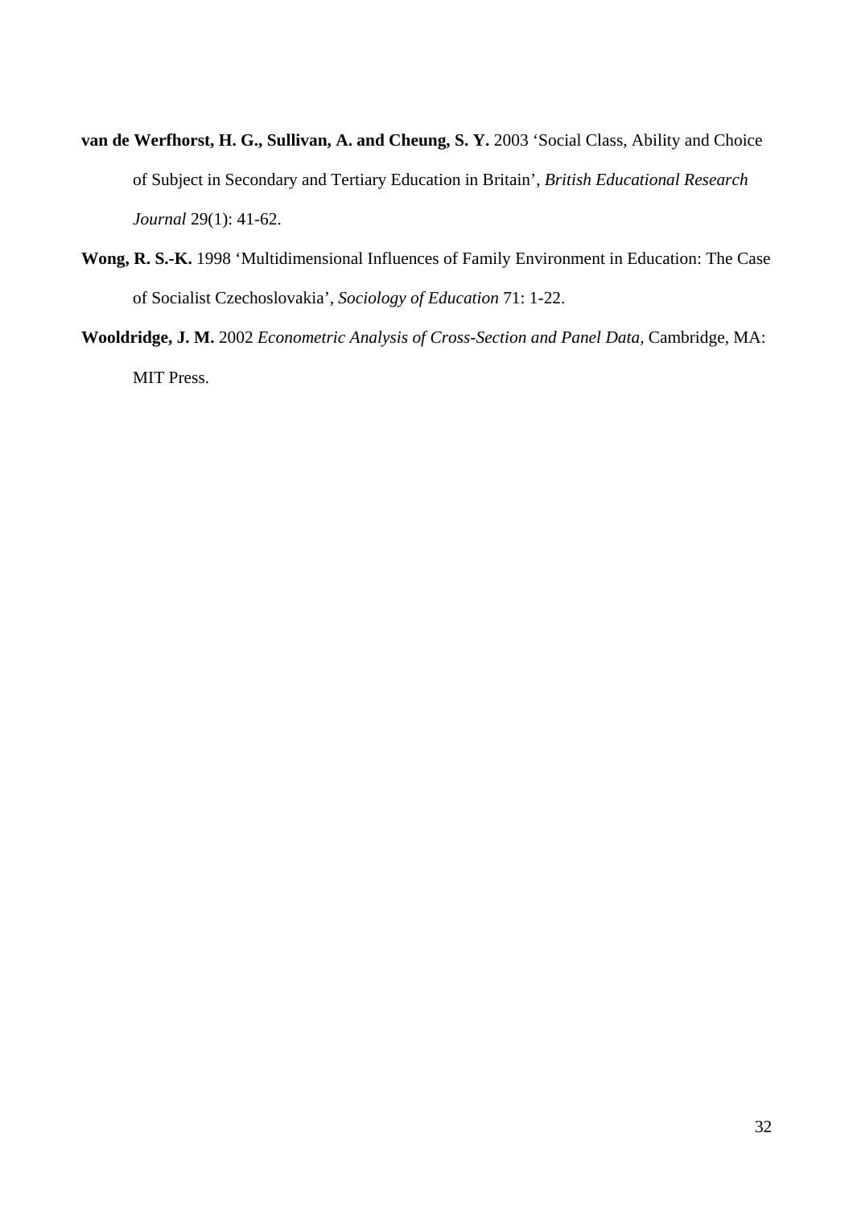**van de Werfhorst, H. G., Sullivan, A. and Cheung, S. Y.** 2003 'Social Class, Ability and Choice of Subject in Secondary and Tertiary Education in Britain', *British Educational Research Journal* 29(1): 41-62.

**Wong, R. S.-K.** 1998 'Multidimensional Influences of Family Environment in Education: The Case of Socialist Czechoslovakia', *Sociology of Education* 71: 1-22.

**Wooldridge, J. M.** 2002 *Econometric Analysis of Cross-Section and Panel Data*, Cambridge, MA: MIT Press.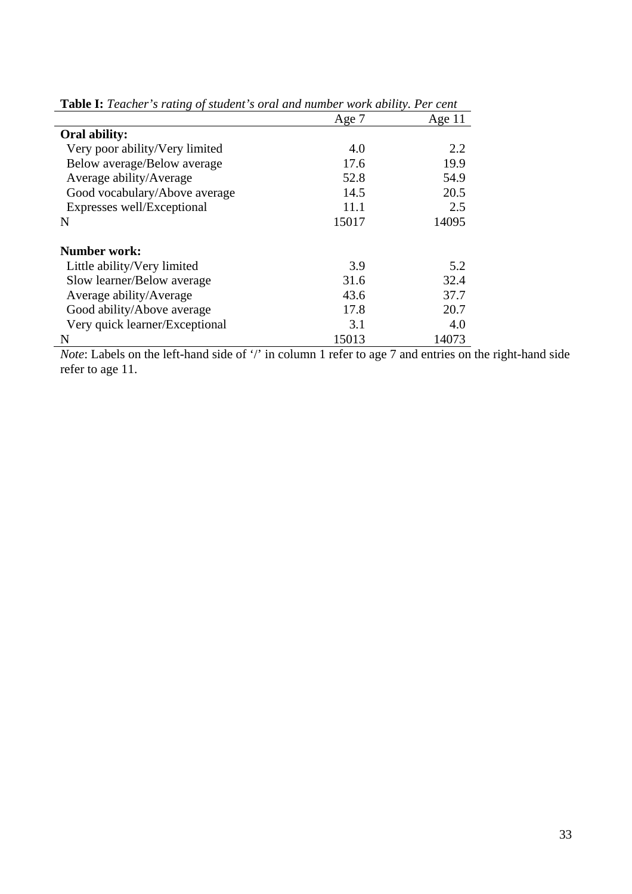**Table I:** *Teacher's rating of student's oral and number work ability. Per cent*

| | Age 7 | Age 11 |
|---|---|---|
| **Oral ability:** | | |
| Very poor ability/Very limited | 4.0 | 2.2 |
| Below average/Below average | 17.6 | 19.9 |
| Average ability/Average | 52.8 | 54.9 |
| Good vocabulary/Above average | 14.5 | 20.5 |
| Expresses well/Exceptional | 11.1 | 2.5 |
| N | 15017 | 14095 |
| | | |
| **Number work:** | | |
| Little ability/Very limited | 3.9 | 5.2 |
| Slow learner/Below average | 31.6 | 32.4 |
| Average ability/Average | 43.6 | 37.7 |
| Good ability/Above average | 17.8 | 20.7 |
| Very quick learner/Exceptional | 3.1 | 4.0 |
| N | 15013 | 14073 |

*Note*: Labels on the left-hand side of '/' in column 1 refer to age 7 and entries on the right-hand side refer to age 11.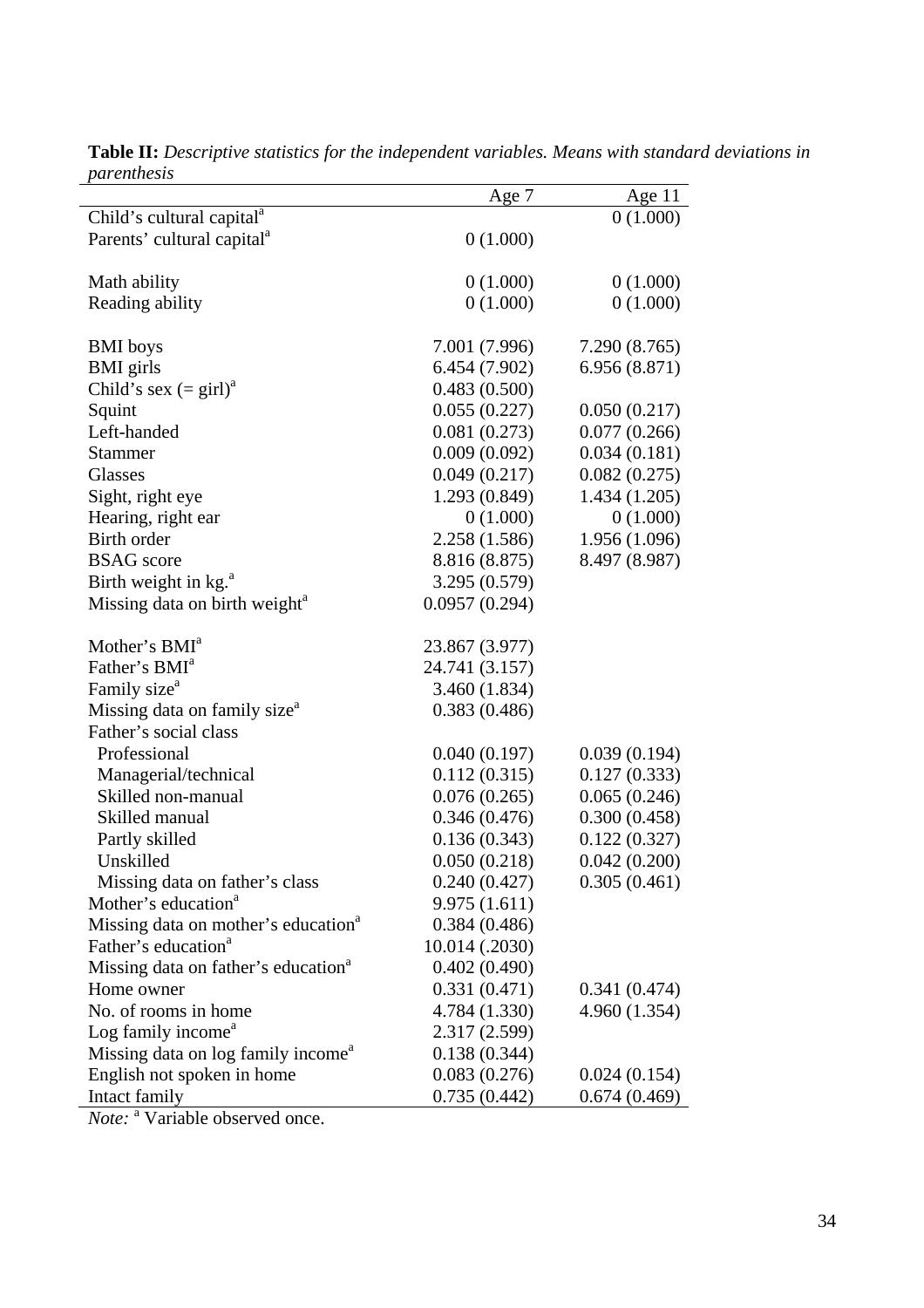**Table II:** *Descriptive statistics for the independent variables. Means with standard deviations in parenthesis*

| | Age 7 | Age 11 |
|---|---|---|
| Child's cultural capital[a] | | 0 (1.000) |
| Parents' cultural capital[a] | 0 (1.000) | |
| | | |
| Math ability | 0 (1.000) | 0 (1.000) |
| Reading ability | 0 (1.000) | 0 (1.000) |
| | | |
| BMI boys | 7.001 (7.996) | 7.290 (8.765) |
| BMI girls | 6.454 (7.902) | 6.956 (8.871) |
| Child's sex (= girl)[a] | 0.483 (0.500) | |
| Squint | 0.055 (0.227) | 0.050 (0.217) |
| Left-handed | 0.081 (0.273) | 0.077 (0.266) |
| Stammer | 0.009 (0.092) | 0.034 (0.181) |
| Glasses | 0.049 (0.217) | 0.082 (0.275) |
| Sight, right eye | 1.293 (0.849) | 1.434 (1.205) |
| Hearing, right ear | 0 (1.000) | 0 (1.000) |
| Birth order | 2.258 (1.586) | 1.956 (1.096) |
| BSAG score | 8.816 (8.875) | 8.497 (8.987) |
| Birth weight in kg.[a] | 3.295 (0.579) | |
| Missing data on birth weight[a] | 0.0957 (0.294) | |
| | | |
| Mother's BMI[a] | 23.867 (3.977) | |
| Father's BMI[a] | 24.741 (3.157) | |
| Family size[a] | 3.460 (1.834) | |
| Missing data on family size[a] | 0.383 (0.486) | |
| Father's social class | | |
| Professional | 0.040 (0.197) | 0.039 (0.194) |
| Managerial/technical | 0.112 (0.315) | 0.127 (0.333) |
| Skilled non-manual | 0.076 (0.265) | 0.065 (0.246) |
| Skilled manual | 0.346 (0.476) | 0.300 (0.458) |
| Partly skilled | 0.136 (0.343) | 0.122 (0.327) |
| Unskilled | 0.050 (0.218) | 0.042 (0.200) |
| Missing data on father's class | 0.240 (0.427) | 0.305 (0.461) |
| Mother's education[a] | 9.975 (1.611) | |
| Missing data on mother's education[a] | 0.384 (0.486) | |
| Father's education[a] | 10.014 (.2030) | |
| Missing data on father's education[a] | 0.402 (0.490) | |
| Home owner | 0.331 (0.471) | 0.341 (0.474) |
| No. of rooms in home | 4.784 (1.330) | 4.960 (1.354) |
| Log family income[a] | 2.317 (2.599) | |
| Missing data on log family income[a] | 0.138 (0.344) | |
| English not spoken in home | 0.083 (0.276) | 0.024 (0.154) |
| Intact family | 0.735 (0.442) | 0.674 (0.469) |

*Note:* [a] Variable observed once.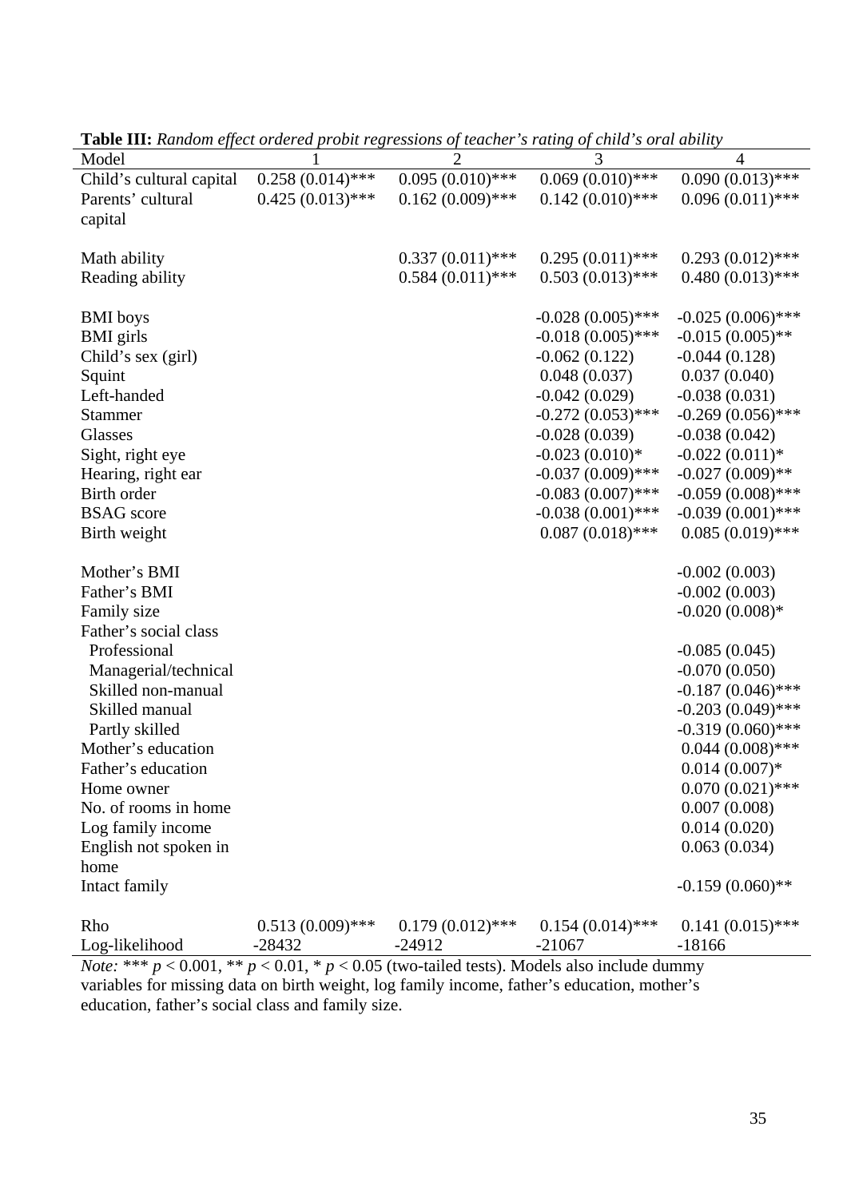**Table III:** *Random effect ordered probit regressions of teacher's rating of child's oral ability*

| Model | 1 | 2 | 3 | 4 |
|---|---|---|---|---|
| Child's cultural capital | 0.258 (0.014)*** | 0.095 (0.010)*** | 0.069 (0.010)*** | 0.090 (0.013)*** |
| Parents' cultural capital | 0.425 (0.013)*** | 0.162 (0.009)*** | 0.142 (0.010)*** | 0.096 (0.011)*** |
| | | | | |
| Math ability | | 0.337 (0.011)*** | 0.295 (0.011)*** | 0.293 (0.012)*** |
| Reading ability | | 0.584 (0.011)*** | 0.503 (0.013)*** | 0.480 (0.013)*** |
| | | | | |
| BMI boys | | | -0.028 (0.005)*** | -0.025 (0.006)*** |
| BMI girls | | | -0.018 (0.005)*** | -0.015 (0.005)** |
| Child's sex (girl) | | | -0.062 (0.122) | -0.044 (0.128) |
| Squint | | | 0.048 (0.037) | 0.037 (0.040) |
| Left-handed | | | -0.042 (0.029) | -0.038 (0.031) |
| Stammer | | | -0.272 (0.053)*** | -0.269 (0.056)*** |
| Glasses | | | -0.028 (0.039) | -0.038 (0.042) |
| Sight, right eye | | | -0.023 (0.010)* | -0.022 (0.011)* |
| Hearing, right ear | | | -0.037 (0.009)*** | -0.027 (0.009)** |
| Birth order | | | -0.083 (0.007)*** | -0.059 (0.008)*** |
| BSAG score | | | -0.038 (0.001)*** | -0.039 (0.001)*** |
| Birth weight | | | 0.087 (0.018)*** | 0.085 (0.019)*** |
| | | | | |
| Mother's BMI | | | | -0.002 (0.003) |
| Father's BMI | | | | -0.002 (0.003) |
| Family size | | | | -0.020 (0.008)* |
| Father's social class | | | | |
| Professional | | | | -0.085 (0.045) |
| Managerial/technical | | | | -0.070 (0.050) |
| Skilled non-manual | | | | -0.187 (0.046)*** |
| Skilled manual | | | | -0.203 (0.049)*** |
| Partly skilled | | | | -0.319 (0.060)*** |
| Mother's education | | | | 0.044 (0.008)*** |
| Father's education | | | | 0.014 (0.007)* |
| Home owner | | | | 0.070 (0.021)*** |
| No. of rooms in home | | | | 0.007 (0.008) |
| Log family income | | | | 0.014 (0.020) |
| English not spoken in home | | | | 0.063 (0.034) |
| Intact family | | | | -0.159 (0.060)** |
| | | | | |
| Rho | 0.513 (0.009)*** | 0.179 (0.012)*** | 0.154 (0.014)*** | 0.141 (0.015)*** |
| Log-likelihood | -28432 | -24912 | -21067 | -18166 |

*Note:* *** $p < 0.001$, ** $p < 0.01$, * $p < 0.05$ (two-tailed tests). Models also include dummy variables for missing data on birth weight, log family income, father's education, mother's education, father's social class and family size.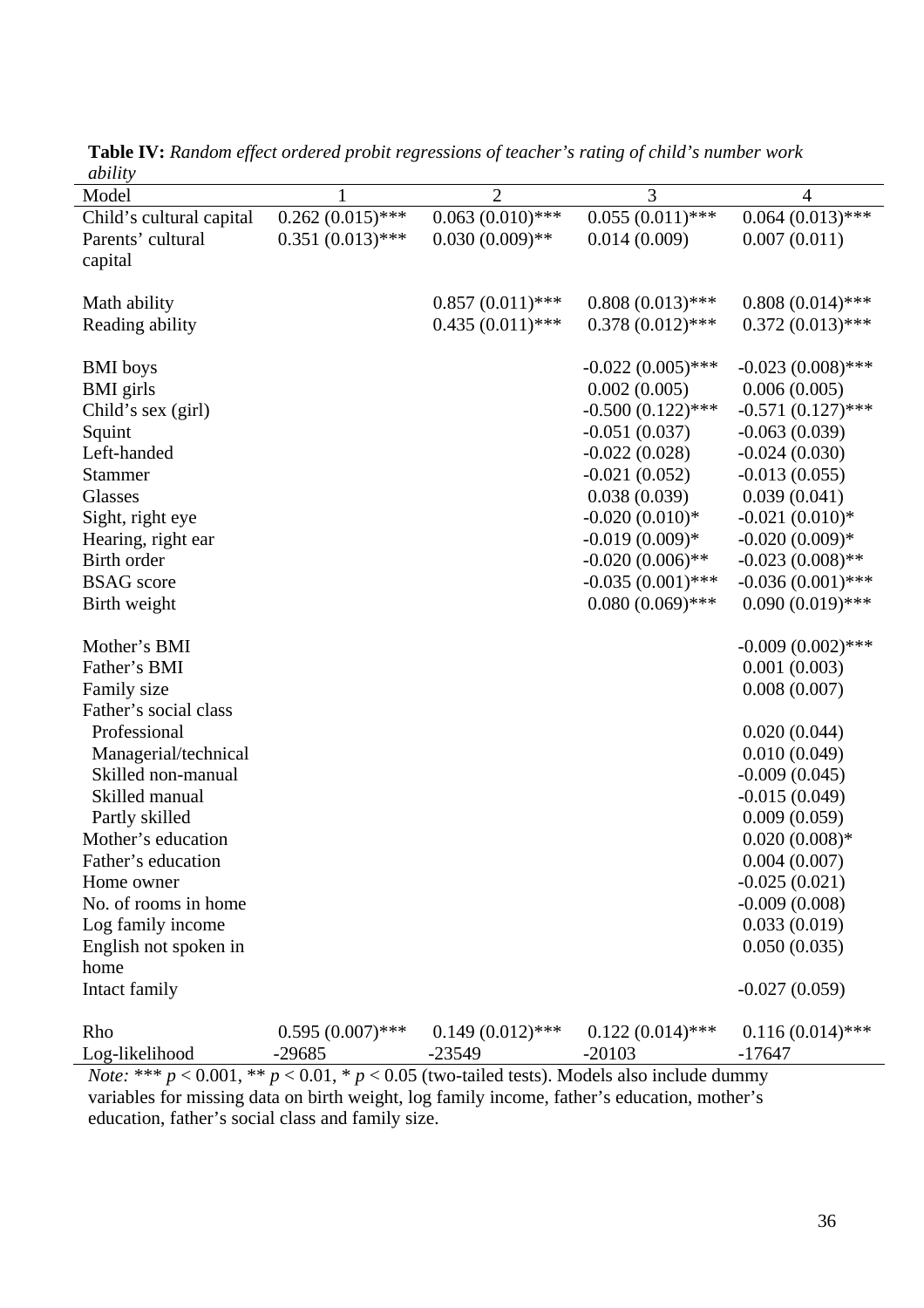**Table IV:** *Random effect ordered probit regressions of teacher's rating of child's number work ability*

| Model | 1 | 2 | 3 | 4 |
|---|---|---|---|---|
| Child's cultural capital | 0.262 (0.015)*** | 0.063 (0.010)*** | 0.055 (0.011)*** | 0.064 (0.013)*** |
| Parents' cultural capital | 0.351 (0.013)*** | 0.030 (0.009)** | 0.014 (0.009) | 0.007 (0.011) |
| Math ability | | 0.857 (0.011)*** | 0.808 (0.013)*** | 0.808 (0.014)*** |
| Reading ability | | 0.435 (0.011)*** | 0.378 (0.012)*** | 0.372 (0.013)*** |
| BMI boys | | | -0.022 (0.005)*** | -0.023 (0.008)*** |
| BMI girls | | | 0.002 (0.005) | 0.006 (0.005) |
| Child's sex (girl) | | | -0.500 (0.122)*** | -0.571 (0.127)*** |
| Squint | | | -0.051 (0.037) | -0.063 (0.039) |
| Left-handed | | | -0.022 (0.028) | -0.024 (0.030) |
| Stammer | | | -0.021 (0.052) | -0.013 (0.055) |
| Glasses | | | 0.038 (0.039) | 0.039 (0.041) |
| Sight, right eye | | | -0.020 (0.010)* | -0.021 (0.010)* |
| Hearing, right ear | | | -0.019 (0.009)* | -0.020 (0.009)* |
| Birth order | | | -0.020 (0.006)** | -0.023 (0.008)** |
| BSAG score | | | -0.035 (0.001)*** | -0.036 (0.001)*** |
| Birth weight | | | 0.080 (0.069)*** | 0.090 (0.019)*** |
| Mother's BMI | | | | -0.009 (0.002)*** |
| Father's BMI | | | | 0.001 (0.003) |
| Family size | | | | 0.008 (0.007) |
| Father's social class | | | | |
| Professional | | | | 0.020 (0.044) |
| Managerial/technical | | | | 0.010 (0.049) |
| Skilled non-manual | | | | -0.009 (0.045) |
| Skilled manual | | | | -0.015 (0.049) |
| Partly skilled | | | | 0.009 (0.059) |
| Mother's education | | | | 0.020 (0.008)* |
| Father's education | | | | 0.004 (0.007) |
| Home owner | | | | -0.025 (0.021) |
| No. of rooms in home | | | | -0.009 (0.008) |
| Log family income | | | | 0.033 (0.019) |
| English not spoken in home | | | | 0.050 (0.035) |
| Intact family | | | | -0.027 (0.059) |
| Rho | 0.595 (0.007)*** | 0.149 (0.012)*** | 0.122 (0.014)*** | 0.116 (0.014)*** |
| Log-likelihood | -29685 | -23549 | -20103 | -17647 |

*Note:* *** $p < 0.001$, ** $p < 0.01$, * $p < 0.05$ (two-tailed tests). Models also include dummy variables for missing data on birth weight, log family income, father's education, mother's education, father's social class and family size.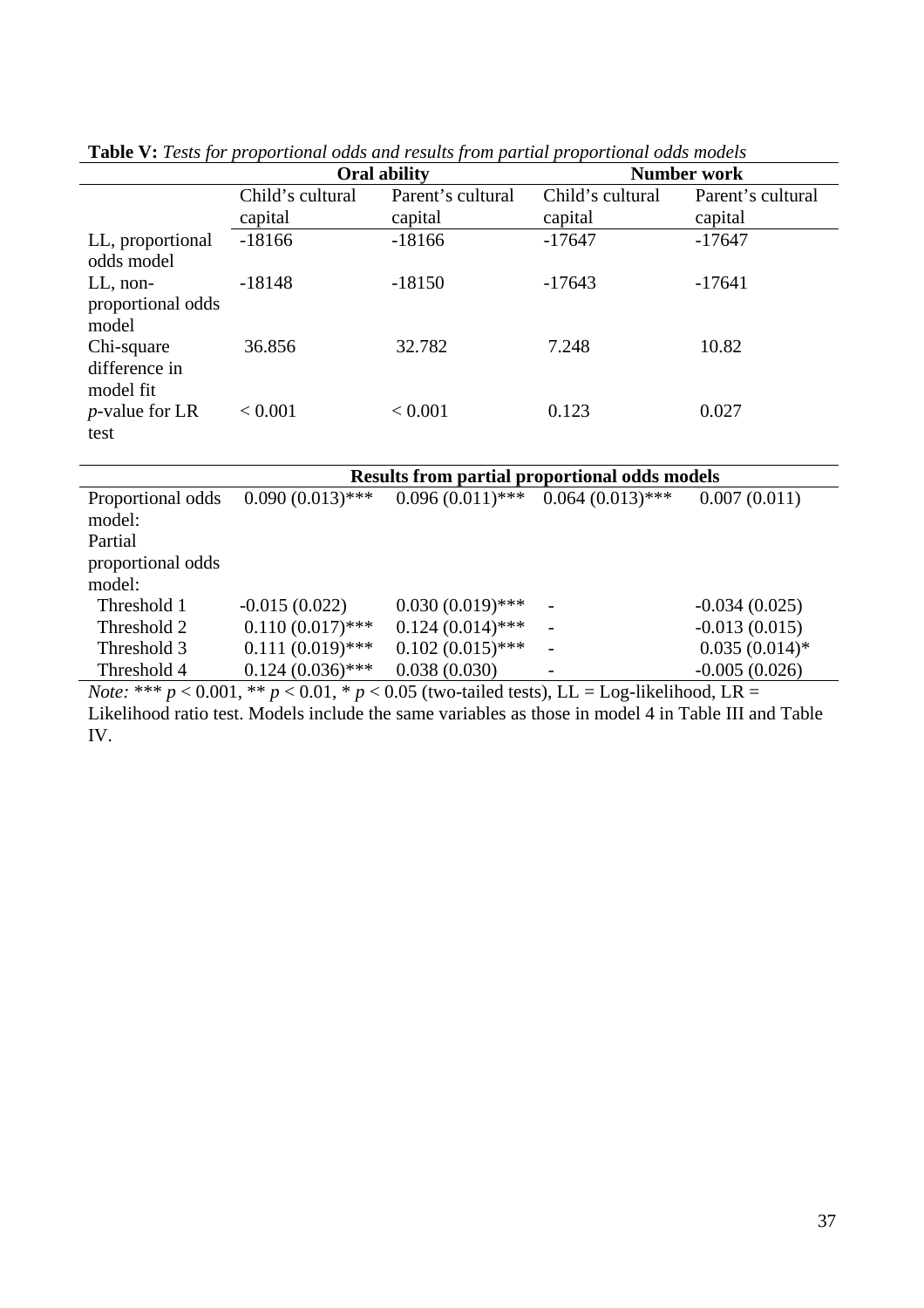**Table V:** *Tests for proportional odds and results from partial proportional odds models*

| | Oral ability | | Number work | |
|---|---|---|---|---|
| | Child's cultural capital | Parent's cultural capital | Child's cultural capital | Parent's cultural capital |
| LL, proportional odds model | -18166 | -18166 | -17647 | -17647 |
| LL, non-proportional odds model | -18148 | -18150 | -17643 | -17641 |
| Chi-square difference in model fit | 36.856 | 32.782 | 7.248 | 10.82 |
| *p*-value for LR test | < 0.001 | < 0.001 | 0.123 | 0.027 |
| | **Results from partial proportional odds models** | | | |
| Proportional odds model: | 0.090 (0.013)*** | 0.096 (0.011)*** | 0.064 (0.013)*** | 0.007 (0.011) |
| Partial proportional odds model: | | | | |
| Threshold 1 | -0.015 (0.022) | 0.030 (0.019)*** | - | -0.034 (0.025) |
| Threshold 2 | 0.110 (0.017)*** | 0.124 (0.014)*** | - | -0.013 (0.015) |
| Threshold 3 | 0.111 (0.019)*** | 0.102 (0.015)*** | - | 0.035 (0.014)* |
| Threshold 4 | 0.124 (0.036)*** | 0.038 (0.030) | - | -0.005 (0.026) |

*Note:* *** $p < 0.001$, ** $p < 0.01$, * $p < 0.05$ (two-tailed tests), LL = Log-likelihood, LR = Likelihood ratio test. Models include the same variables as those in model 4 in Table III and Table IV.